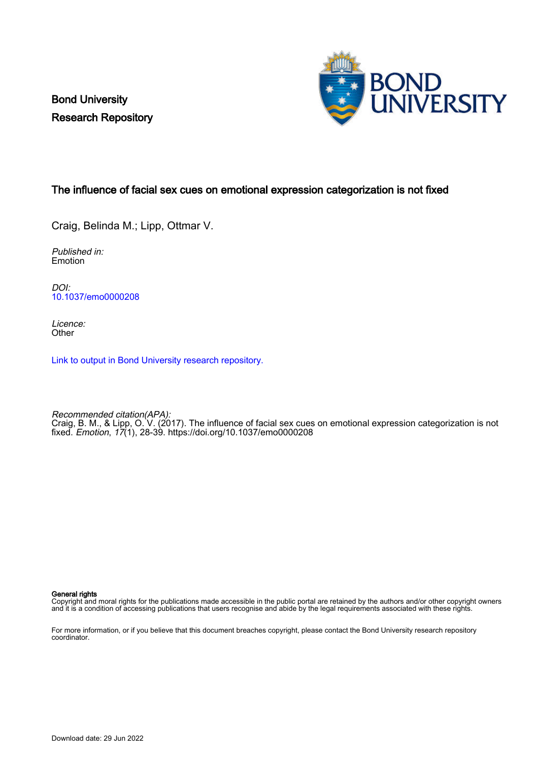Bond University
Research Repository

# The influence of facial sex cues on emotional expression categorization is not fixed

Craig, Belinda M.; Lipp, Ottmar V.

*Published in:*
Emotion

*DOI:*
10.1037/emo0000208

*Licence:*
Other

Link to output in Bond University research repository.

*Recommended citation(APA):*
Craig, B. M., & Lipp, O. V. (2017). The influence of facial sex cues on emotional expression categorization is not fixed. *Emotion*, *17*(1), 28-39. https://doi.org/10.1037/emo0000208

**General rights**
Copyright and moral rights for the publications made accessible in the public portal are retained by the authors and/or other copyright owners and it is a condition of accessing publications that users recognise and abide by the legal requirements associated with these rights.

For more information, or if you believe that this document breaches copyright, please contact the Bond University research repository coordinator.

Download date: 29 Jun 2022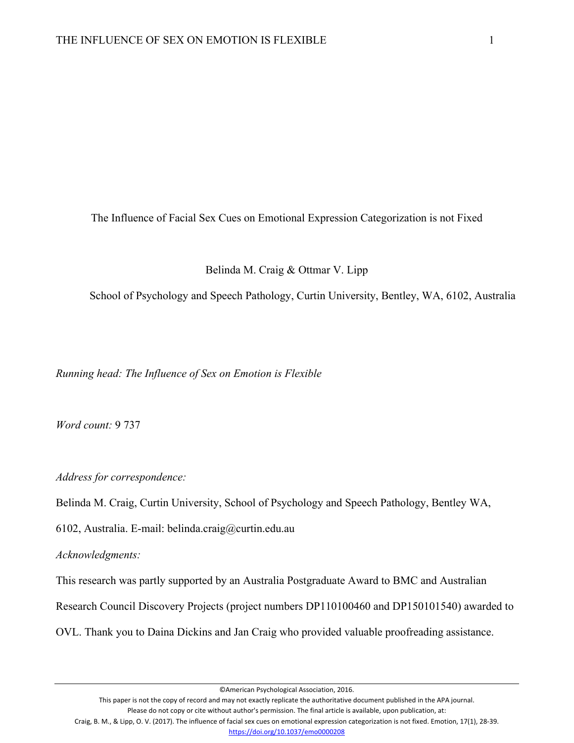The Influence of Facial Sex Cues on Emotional Expression Categorization is not Fixed

Belinda M. Craig & Ottmar V. Lipp

School of Psychology and Speech Pathology, Curtin University, Bentley, WA, 6102, Australia

*Running head: The Influence of Sex on Emotion is Flexible*

*Word count:* 9 737

*Address for correspondence:*

Belinda M. Craig, Curtin University, School of Psychology and Speech Pathology, Bentley WA, 6102, Australia. E-mail: belinda.craig@curtin.edu.au

*Acknowledgments:*

This research was partly supported by an Australia Postgraduate Award to BMC and Australian Research Council Discovery Projects (project numbers DP110100460 and DP150101540) awarded to OVL. Thank you to Daina Dickins and Jan Craig who provided valuable proofreading assistance.

©American Psychological Association, 2016.
This paper is not the copy of record and may not exactly replicate the authoritative document published in the APA journal.
Please do not copy or cite without author's permission. The final article is available, upon publication, at:
Craig, B. M., & Lipp, O. V. (2017). The influence of facial sex cues on emotional expression categorization is not fixed. Emotion, 17(1), 28-39.
https://doi.org/10.1037/emo0000208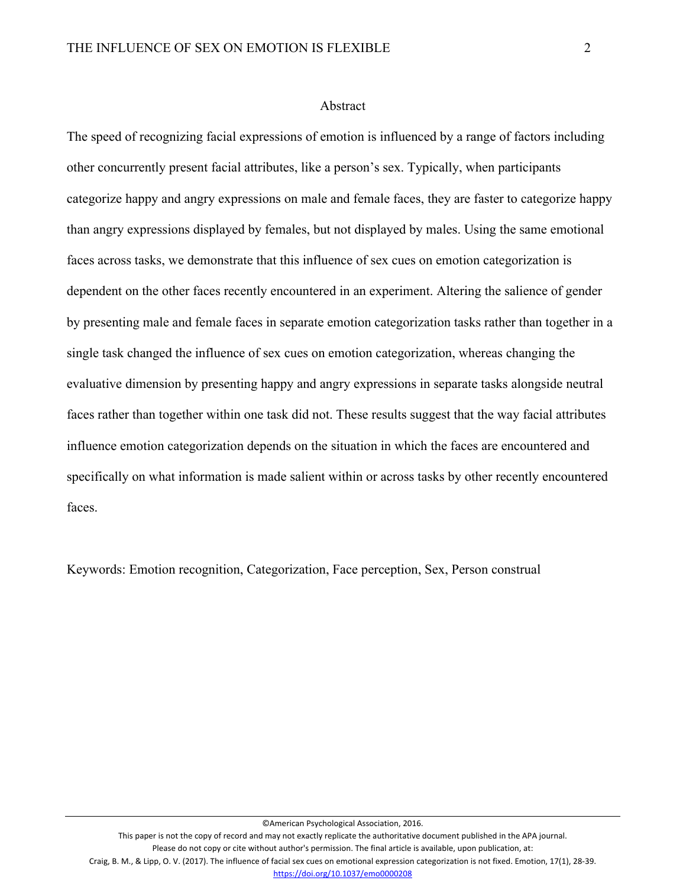## Abstract

The speed of recognizing facial expressions of emotion is influenced by a range of factors including other concurrently present facial attributes, like a person's sex. Typically, when participants categorize happy and angry expressions on male and female faces, they are faster to categorize happy than angry expressions displayed by females, but not displayed by males. Using the same emotional faces across tasks, we demonstrate that this influence of sex cues on emotion categorization is dependent on the other faces recently encountered in an experiment. Altering the salience of gender by presenting male and female faces in separate emotion categorization tasks rather than together in a single task changed the influence of sex cues on emotion categorization, whereas changing the evaluative dimension by presenting happy and angry expressions in separate tasks alongside neutral faces rather than together within one task did not. These results suggest that the way facial attributes influence emotion categorization depends on the situation in which the faces are encountered and specifically on what information is made salient within or across tasks by other recently encountered faces.

Keywords: Emotion recognition, Categorization, Face perception, Sex, Person construal

©American Psychological Association, 2016.
This paper is not the copy of record and may not exactly replicate the authoritative document published in the APA journal.
Please do not copy or cite without author's permission. The final article is available, upon publication, at:
Craig, B. M., & Lipp, O. V. (2017). The influence of facial sex cues on emotional expression categorization is not fixed. Emotion, 17(1), 28-39.
https://doi.org/10.1037/emo0000208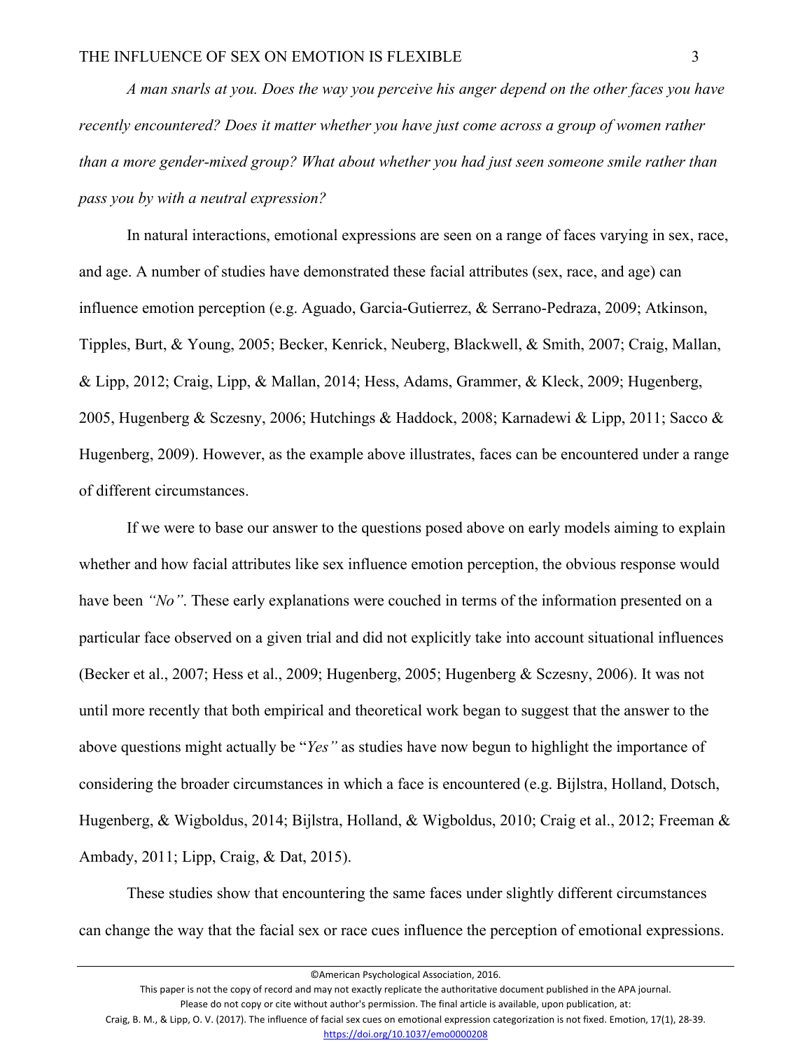*A man snarls at you. Does the way you perceive his anger depend on the other faces you have recently encountered? Does it matter whether you have just come across a group of women rather than a more gender-mixed group? What about whether you had just seen someone smile rather than pass you by with a neutral expression?*

In natural interactions, emotional expressions are seen on a range of faces varying in sex, race, and age. A number of studies have demonstrated these facial attributes (sex, race, and age) can influence emotion perception (e.g. Aguado, Garcia-Gutierrez, & Serrano-Pedraza, 2009; Atkinson, Tipples, Burt, & Young, 2005; Becker, Kenrick, Neuberg, Blackwell, & Smith, 2007; Craig, Mallan, & Lipp, 2012; Craig, Lipp, & Mallan, 2014; Hess, Adams, Grammer, & Kleck, 2009; Hugenberg, 2005, Hugenberg & Sczesny, 2006; Hutchings & Haddock, 2008; Karnadewi & Lipp, 2011; Sacco & Hugenberg, 2009). However, as the example above illustrates, faces can be encountered under a range of different circumstances.

If we were to base our answer to the questions posed above on early models aiming to explain whether and how facial attributes like sex influence emotion perception, the obvious response would have been *"No"*. These early explanations were couched in terms of the information presented on a particular face observed on a given trial and did not explicitly take into account situational influences (Becker et al., 2007; Hess et al., 2009; Hugenberg, 2005; Hugenberg & Sczesny, 2006). It was not until more recently that both empirical and theoretical work began to suggest that the answer to the above questions might actually be "*Yes"* as studies have now begun to highlight the importance of considering the broader circumstances in which a face is encountered (e.g. Bijlstra, Holland, Dotsch, Hugenberg, & Wigboldus, 2014; Bijlstra, Holland, & Wigboldus, 2010; Craig et al., 2012; Freeman & Ambady, 2011; Lipp, Craig, & Dat, 2015).

These studies show that encountering the same faces under slightly different circumstances can change the way that the facial sex or race cues influence the perception of emotional expressions.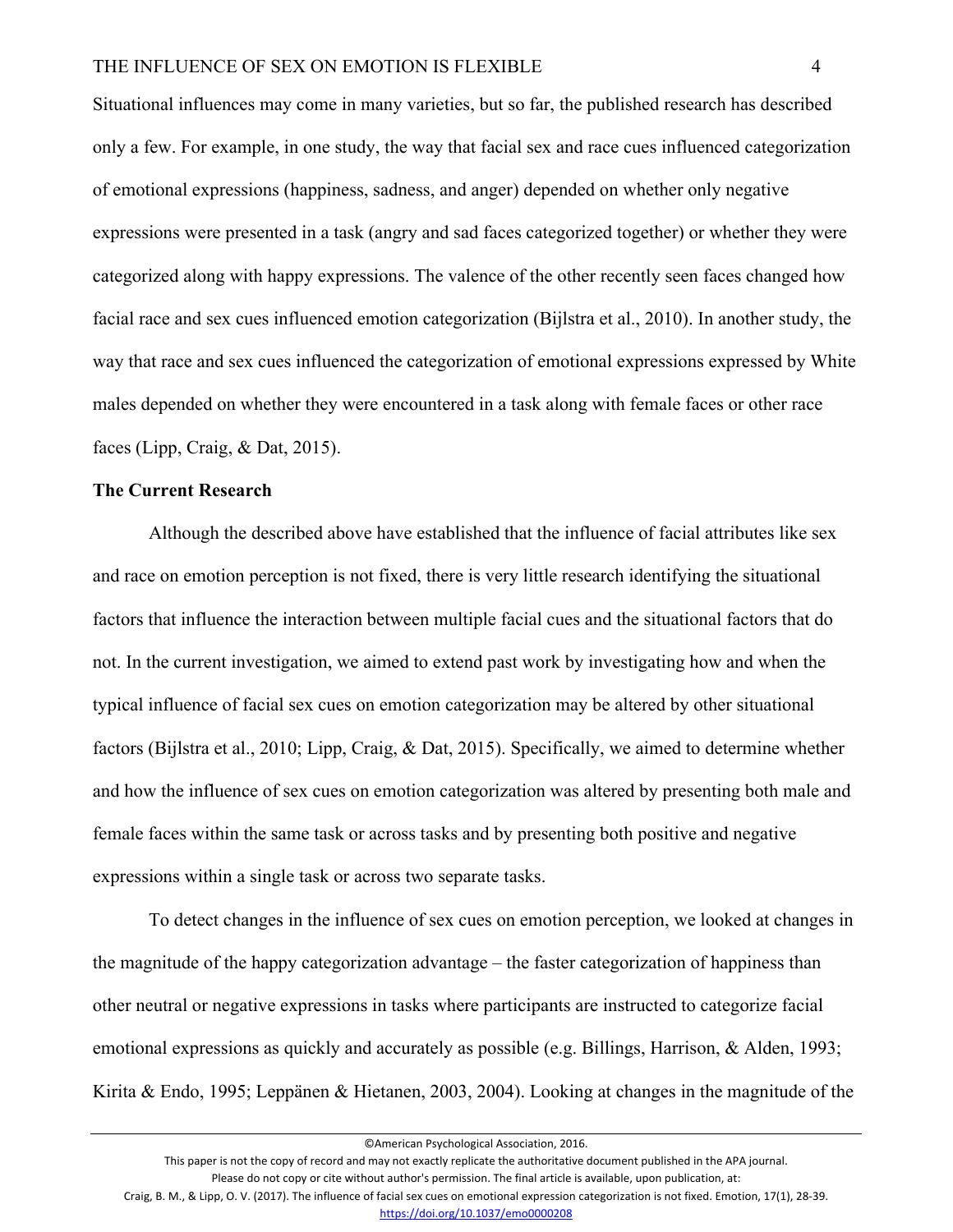Situational influences may come in many varieties, but so far, the published research has described only a few. For example, in one study, the way that facial sex and race cues influenced categorization of emotional expressions (happiness, sadness, and anger) depended on whether only negative expressions were presented in a task (angry and sad faces categorized together) or whether they were categorized along with happy expressions. The valence of the other recently seen faces changed how facial race and sex cues influenced emotion categorization (Bijlstra et al., 2010). In another study, the way that race and sex cues influenced the categorization of emotional expressions expressed by White males depended on whether they were encountered in a task along with female faces or other race faces (Lipp, Craig, & Dat, 2015).

**The Current Research**

Although the described above have established that the influence of facial attributes like sex and race on emotion perception is not fixed, there is very little research identifying the situational factors that influence the interaction between multiple facial cues and the situational factors that do not. In the current investigation, we aimed to extend past work by investigating how and when the typical influence of facial sex cues on emotion categorization may be altered by other situational factors (Bijlstra et al., 2010; Lipp, Craig, & Dat, 2015). Specifically, we aimed to determine whether and how the influence of sex cues on emotion categorization was altered by presenting both male and female faces within the same task or across tasks and by presenting both positive and negative expressions within a single task or across two separate tasks.

To detect changes in the influence of sex cues on emotion perception, we looked at changes in the magnitude of the happy categorization advantage – the faster categorization of happiness than other neutral or negative expressions in tasks where participants are instructed to categorize facial emotional expressions as quickly and accurately as possible (e.g. Billings, Harrison, & Alden, 1993; Kirita & Endo, 1995; Leppänen & Hietanen, 2003, 2004). Looking at changes in the magnitude of the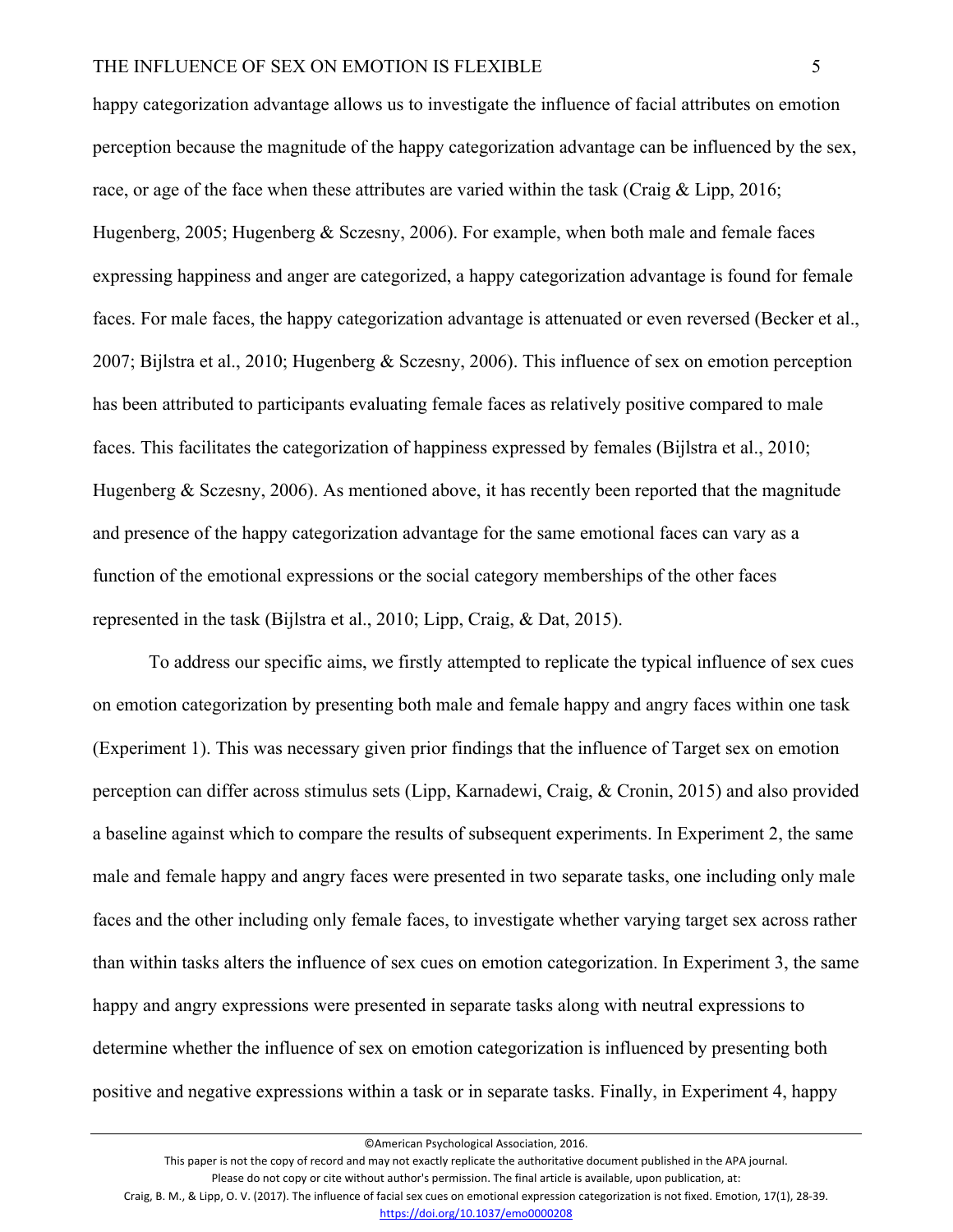happy categorization advantage allows us to investigate the influence of facial attributes on emotion perception because the magnitude of the happy categorization advantage can be influenced by the sex, race, or age of the face when these attributes are varied within the task (Craig & Lipp, 2016; Hugenberg, 2005; Hugenberg & Sczesny, 2006). For example, when both male and female faces expressing happiness and anger are categorized, a happy categorization advantage is found for female faces. For male faces, the happy categorization advantage is attenuated or even reversed (Becker et al., 2007; Bijlstra et al., 2010; Hugenberg & Sczesny, 2006). This influence of sex on emotion perception has been attributed to participants evaluating female faces as relatively positive compared to male faces. This facilitates the categorization of happiness expressed by females (Bijlstra et al., 2010; Hugenberg & Sczesny, 2006). As mentioned above, it has recently been reported that the magnitude and presence of the happy categorization advantage for the same emotional faces can vary as a function of the emotional expressions or the social category memberships of the other faces represented in the task (Bijlstra et al., 2010; Lipp, Craig, & Dat, 2015).

To address our specific aims, we firstly attempted to replicate the typical influence of sex cues on emotion categorization by presenting both male and female happy and angry faces within one task (Experiment 1). This was necessary given prior findings that the influence of Target sex on emotion perception can differ across stimulus sets (Lipp, Karnadewi, Craig, & Cronin, 2015) and also provided a baseline against which to compare the results of subsequent experiments. In Experiment 2, the same male and female happy and angry faces were presented in two separate tasks, one including only male faces and the other including only female faces, to investigate whether varying target sex across rather than within tasks alters the influence of sex cues on emotion categorization. In Experiment 3, the same happy and angry expressions were presented in separate tasks along with neutral expressions to determine whether the influence of sex on emotion categorization is influenced by presenting both positive and negative expressions within a task or in separate tasks. Finally, in Experiment 4, happy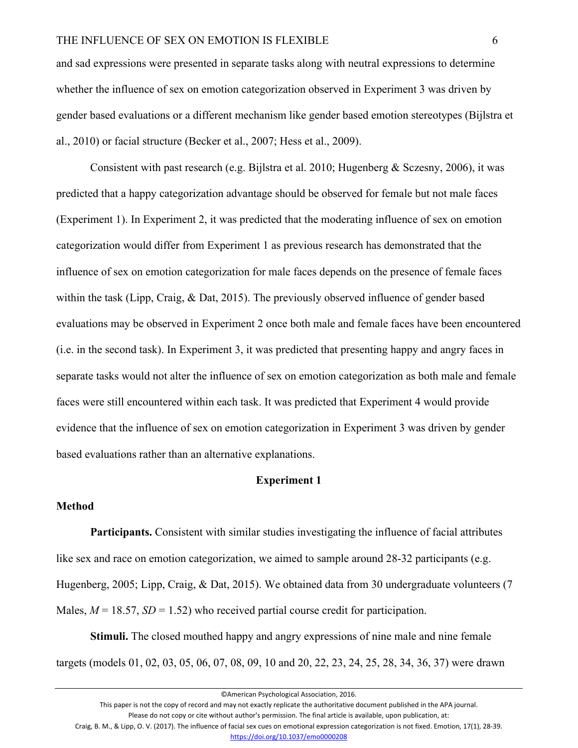and sad expressions were presented in separate tasks along with neutral expressions to determine whether the influence of sex on emotion categorization observed in Experiment 3 was driven by gender based evaluations or a different mechanism like gender based emotion stereotypes (Bijlstra et al., 2010) or facial structure (Becker et al., 2007; Hess et al., 2009).

Consistent with past research (e.g. Bijlstra et al. 2010; Hugenberg & Sczesny, 2006), it was predicted that a happy categorization advantage should be observed for female but not male faces (Experiment 1). In Experiment 2, it was predicted that the moderating influence of sex on emotion categorization would differ from Experiment 1 as previous research has demonstrated that the influence of sex on emotion categorization for male faces depends on the presence of female faces within the task (Lipp, Craig, & Dat, 2015). The previously observed influence of gender based evaluations may be observed in Experiment 2 once both male and female faces have been encountered (i.e. in the second task). In Experiment 3, it was predicted that presenting happy and angry faces in separate tasks would not alter the influence of sex on emotion categorization as both male and female faces were still encountered within each task. It was predicted that Experiment 4 would provide evidence that the influence of sex on emotion categorization in Experiment 3 was driven by gender based evaluations rather than an alternative explanations.

## Experiment 1

### Method

**Participants.** Consistent with similar studies investigating the influence of facial attributes like sex and race on emotion categorization, we aimed to sample around 28-32 participants (e.g. Hugenberg, 2005; Lipp, Craig, & Dat, 2015). We obtained data from 30 undergraduate volunteers (7 Males, *M* = 18.57, *SD* = 1.52) who received partial course credit for participation.

**Stimuli.** The closed mouthed happy and angry expressions of nine male and nine female targets (models 01, 02, 03, 05, 06, 07, 08, 09, 10 and 20, 22, 23, 24, 25, 28, 34, 36, 37) were drawn

©American Psychological Association, 2016.

This paper is not the copy of record and may not exactly replicate the authoritative document published in the APA journal.

Please do not copy or cite without author's permission. The final article is available, upon publication, at:

Craig, B. M., & Lipp, O. V. (2017). The influence of facial sex cues on emotional expression categorization is not fixed. Emotion, 17(1), 28-39.

https://doi.org/10.1037/emo0000208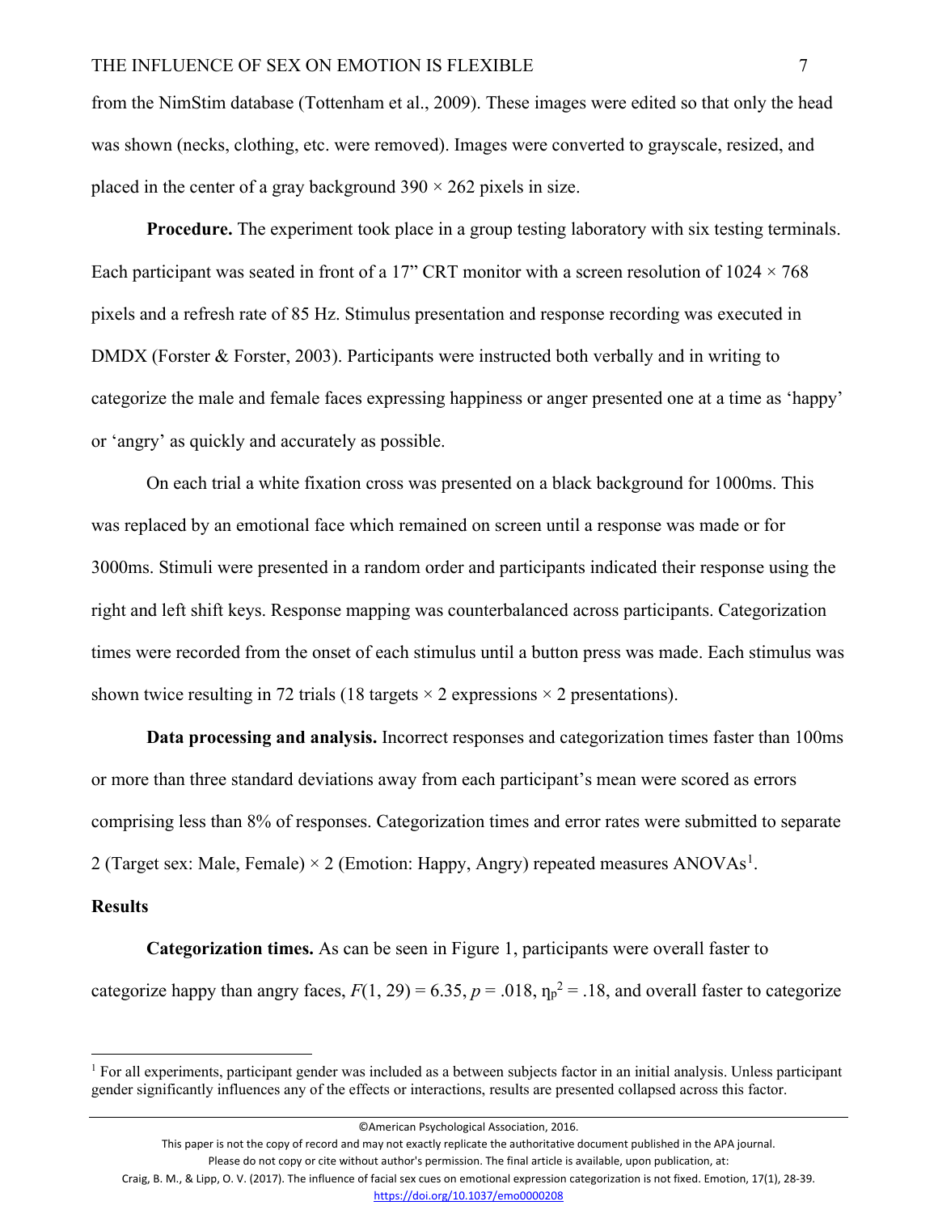from the NimStim database (Tottenham et al., 2009). These images were edited so that only the head was shown (necks, clothing, etc. were removed). Images were converted to grayscale, resized, and placed in the center of a gray background 390 × 262 pixels in size.

**Procedure.** The experiment took place in a group testing laboratory with six testing terminals. Each participant was seated in front of a 17" CRT monitor with a screen resolution of 1024 × 768 pixels and a refresh rate of 85 Hz. Stimulus presentation and response recording was executed in DMDX (Forster & Forster, 2003). Participants were instructed both verbally and in writing to categorize the male and female faces expressing happiness or anger presented one at a time as 'happy' or 'angry' as quickly and accurately as possible.

On each trial a white fixation cross was presented on a black background for 1000ms. This was replaced by an emotional face which remained on screen until a response was made or for 3000ms. Stimuli were presented in a random order and participants indicated their response using the right and left shift keys. Response mapping was counterbalanced across participants. Categorization times were recorded from the onset of each stimulus until a button press was made. Each stimulus was shown twice resulting in 72 trials (18 targets × 2 expressions × 2 presentations).

**Data processing and analysis.** Incorrect responses and categorization times faster than 100ms or more than three standard deviations away from each participant's mean were scored as errors comprising less than 8% of responses. Categorization times and error rates were submitted to separate 2 (Target sex: Male, Female) × 2 (Emotion: Happy, Angry) repeated measures ANOVAs[1].

## Results

**Categorization times.** As can be seen in Figure 1, participants were overall faster to categorize happy than angry faces, $F(1, 29) = 6.35$, $p = .018$, $\eta_p^2 = .18$, and overall faster to categorize

[1] For all experiments, participant gender was included as a between subjects factor in an initial analysis. Unless participant gender significantly influences any of the effects or interactions, results are presented collapsed across this factor.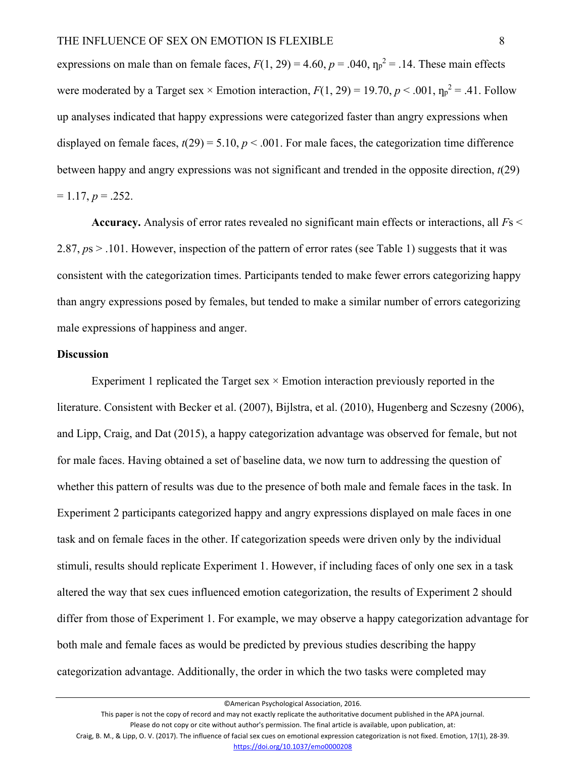expressions on male than on female faces, $F(1, 29) = 4.60$, $p = .040$, $\eta_p^2 = .14$. These main effects were moderated by a Target sex × Emotion interaction, $F(1, 29) = 19.70$, $p < .001$, $\eta_p^2 = .41$. Follow up analyses indicated that happy expressions were categorized faster than angry expressions when displayed on female faces, $t(29) = 5.10$, $p < .001$. For male faces, the categorization time difference between happy and angry expressions was not significant and trended in the opposite direction, $t(29) = 1.17$, $p = .252$.

**Accuracy.** Analysis of error rates revealed no significant main effects or interactions, all *F*s < 2.87, *p*s > .101. However, inspection of the pattern of error rates (see Table 1) suggests that it was consistent with the categorization times. Participants tended to make fewer errors categorizing happy than angry expressions posed by females, but tended to make a similar number of errors categorizing male expressions of happiness and anger.

## Discussion

Experiment 1 replicated the Target sex × Emotion interaction previously reported in the literature. Consistent with Becker et al. (2007), Bijlstra, et al. (2010), Hugenberg and Sczesny (2006), and Lipp, Craig, and Dat (2015), a happy categorization advantage was observed for female, but not for male faces. Having obtained a set of baseline data, we now turn to addressing the question of whether this pattern of results was due to the presence of both male and female faces in the task. In Experiment 2 participants categorized happy and angry expressions displayed on male faces in one task and on female faces in the other. If categorization speeds were driven only by the individual stimuli, results should replicate Experiment 1. However, if including faces of only one sex in a task altered the way that sex cues influenced emotion categorization, the results of Experiment 2 should differ from those of Experiment 1. For example, we may observe a happy categorization advantage for both male and female faces as would be predicted by previous studies describing the happy categorization advantage. Additionally, the order in which the two tasks were completed may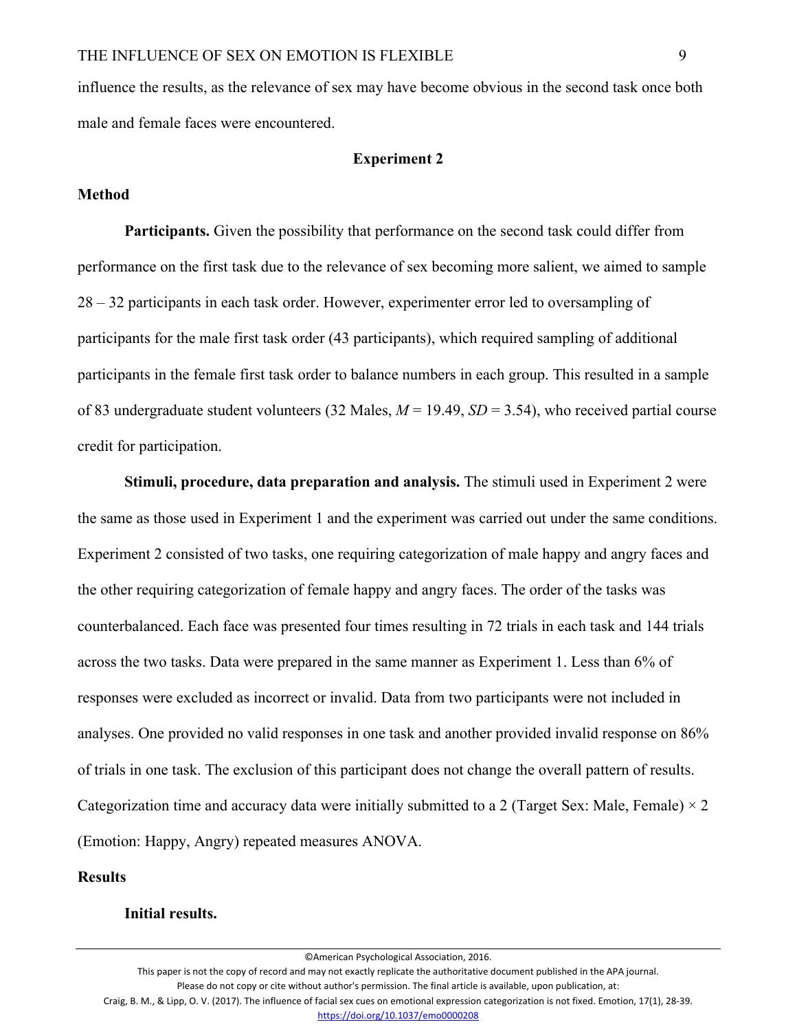influence the results, as the relevance of sex may have become obvious in the second task once both male and female faces were encountered.

## Experiment 2

### Method

**Participants.** Given the possibility that performance on the second task could differ from performance on the first task due to the relevance of sex becoming more salient, we aimed to sample 28 – 32 participants in each task order. However, experimenter error led to oversampling of participants for the male first task order (43 participants), which required sampling of additional participants in the female first task order to balance numbers in each group. This resulted in a sample of 83 undergraduate student volunteers (32 Males, $M$ = 19.49, $SD$ = 3.54), who received partial course credit for participation.

**Stimuli, procedure, data preparation and analysis.** The stimuli used in Experiment 2 were the same as those used in Experiment 1 and the experiment was carried out under the same conditions. Experiment 2 consisted of two tasks, one requiring categorization of male happy and angry faces and the other requiring categorization of female happy and angry faces. The order of the tasks was counterbalanced. Each face was presented four times resulting in 72 trials in each task and 144 trials across the two tasks. Data were prepared in the same manner as Experiment 1. Less than 6% of responses were excluded as incorrect or invalid. Data from two participants were not included in analyses. One provided no valid responses in one task and another provided invalid response on 86% of trials in one task. The exclusion of this participant does not change the overall pattern of results. Categorization time and accuracy data were initially submitted to a 2 (Target Sex: Male, Female) × 2 (Emotion: Happy, Angry) repeated measures ANOVA.

### Results

**Initial results.**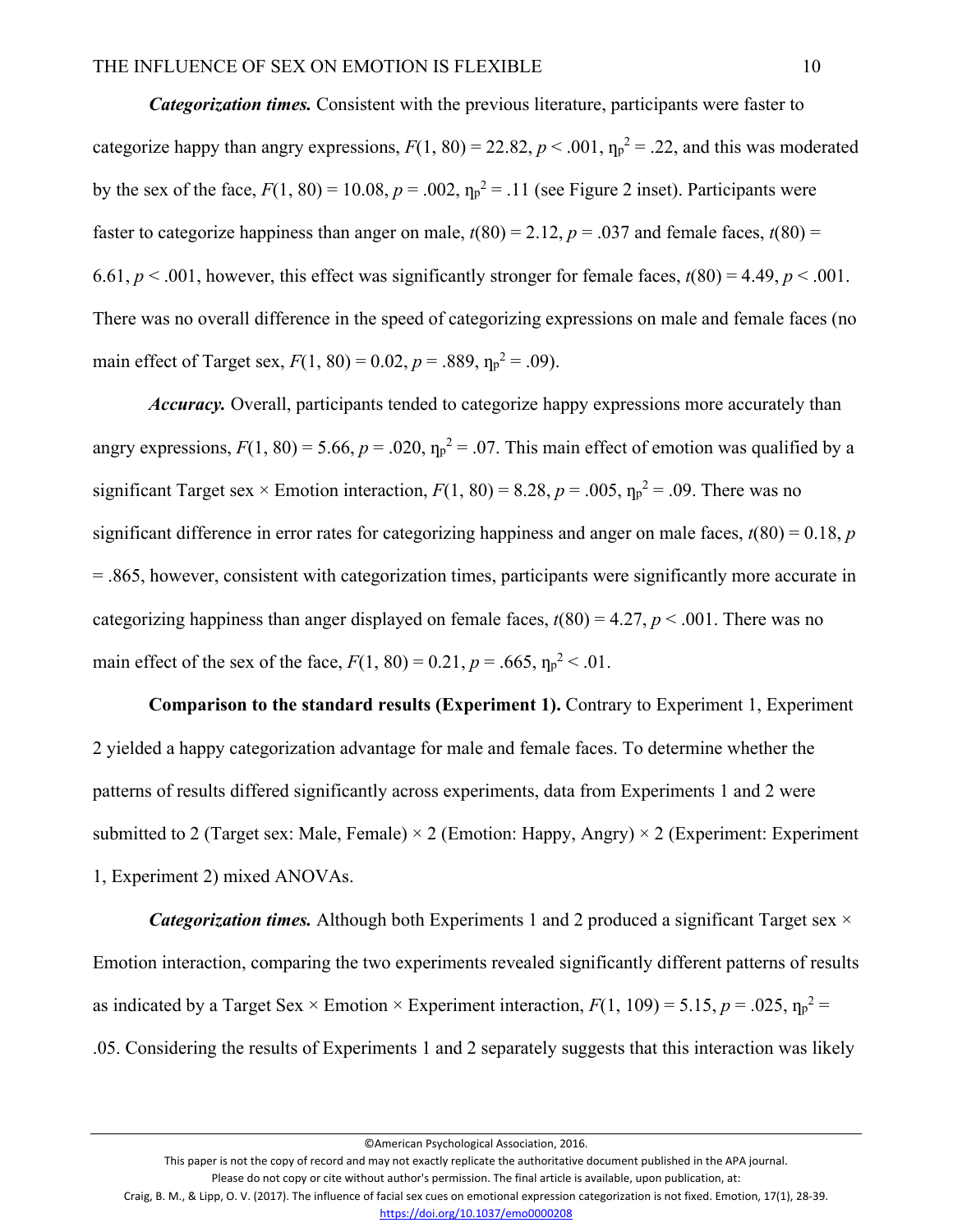***Categorization times.*** Consistent with the previous literature, participants were faster to categorize happy than angry expressions, $F(1, 80) = 22.82$, $p < .001$, $\eta_p^2 = .22$, and this was moderated by the sex of the face, $F(1, 80) = 10.08$, $p = .002$, $\eta_p^2 = .11$ (see Figure 2 inset). Participants were faster to categorize happiness than anger on male, $t(80) = 2.12$, $p = .037$ and female faces, $t(80) = 6.61$, $p < .001$, however, this effect was significantly stronger for female faces, $t(80) = 4.49$, $p < .001$. There was no overall difference in the speed of categorizing expressions on male and female faces (no main effect of Target sex, $F(1, 80) = 0.02$, $p = .889$, $\eta_p^2 = .09$).

***Accuracy.*** Overall, participants tended to categorize happy expressions more accurately than angry expressions, $F(1, 80) = 5.66$, $p = .020$, $\eta_p^2 = .07$. This main effect of emotion was qualified by a significant Target sex × Emotion interaction, $F(1, 80) = 8.28$, $p = .005$, $\eta_p^2 = .09$. There was no significant difference in error rates for categorizing happiness and anger on male faces, $t(80) = 0.18$, $p = .865$, however, consistent with categorization times, participants were significantly more accurate in categorizing happiness than anger displayed on female faces, $t(80) = 4.27$, $p < .001$. There was no main effect of the sex of the face, $F(1, 80) = 0.21$, $p = .665$, $\eta_p^2 < .01$.

**Comparison to the standard results (Experiment 1).** Contrary to Experiment 1, Experiment 2 yielded a happy categorization advantage for male and female faces. To determine whether the patterns of results differed significantly across experiments, data from Experiments 1 and 2 were submitted to 2 (Target sex: Male, Female) × 2 (Emotion: Happy, Angry) × 2 (Experiment: Experiment 1, Experiment 2) mixed ANOVAs.

***Categorization times.*** Although both Experiments 1 and 2 produced a significant Target sex × Emotion interaction, comparing the two experiments revealed significantly different patterns of results as indicated by a Target Sex × Emotion × Experiment interaction, $F(1, 109) = 5.15$, $p = .025$, $\eta_p^2 = .05$. Considering the results of Experiments 1 and 2 separately suggests that this interaction was likely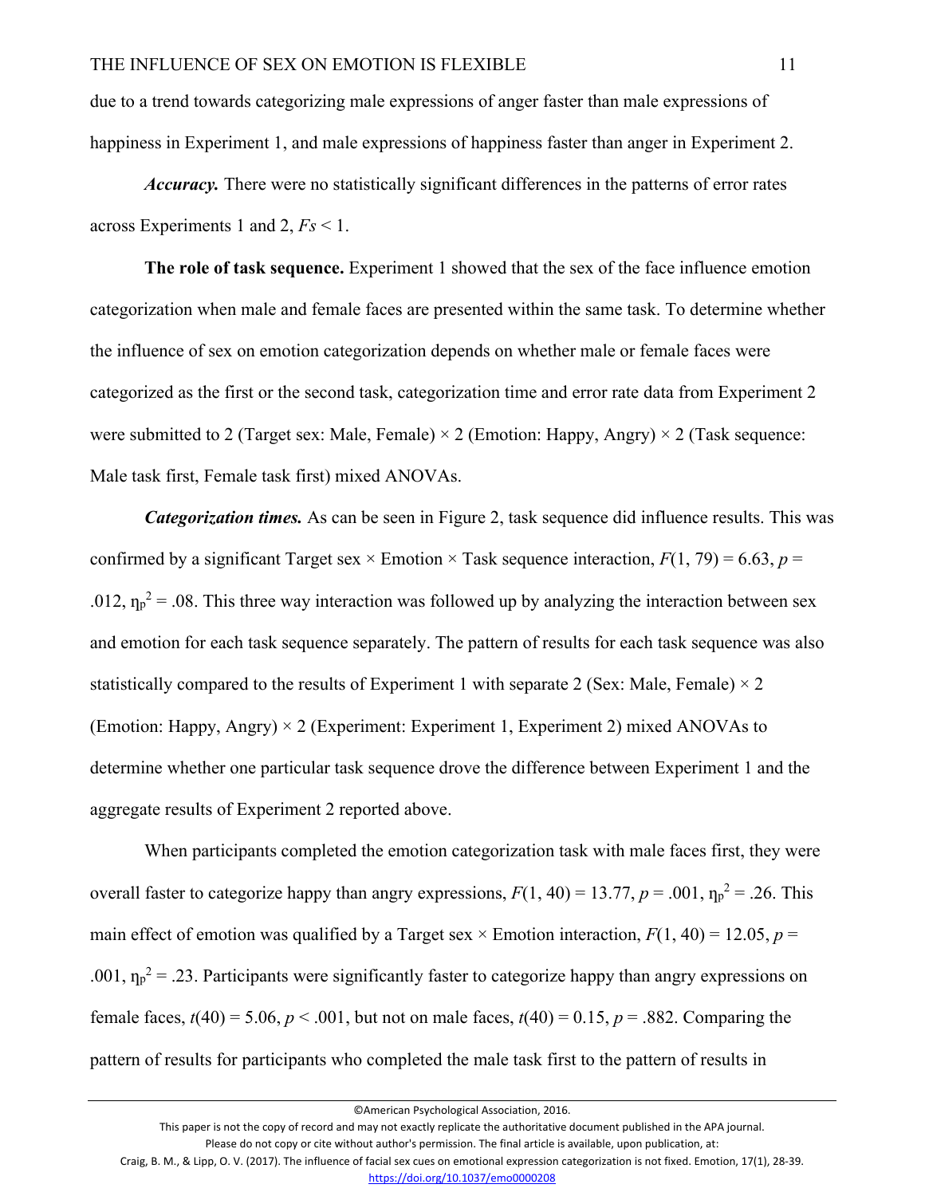due to a trend towards categorizing male expressions of anger faster than male expressions of happiness in Experiment 1, and male expressions of happiness faster than anger in Experiment 2.

***Accuracy.*** There were no statistically significant differences in the patterns of error rates across Experiments 1 and 2, $Fs < 1$.

**The role of task sequence.** Experiment 1 showed that the sex of the face influence emotion categorization when male and female faces are presented within the same task. To determine whether the influence of sex on emotion categorization depends on whether male or female faces were categorized as the first or the second task, categorization time and error rate data from Experiment 2 were submitted to 2 (Target sex: Male, Female) × 2 (Emotion: Happy, Angry) × 2 (Task sequence: Male task first, Female task first) mixed ANOVAs.

***Categorization times.*** As can be seen in Figure 2, task sequence did influence results. This was confirmed by a significant Target sex × Emotion × Task sequence interaction, $F(1, 79) = 6.63$, $p = .012$, $\eta_p^2 = .08$. This three way interaction was followed up by analyzing the interaction between sex and emotion for each task sequence separately. The pattern of results for each task sequence was also statistically compared to the results of Experiment 1 with separate 2 (Sex: Male, Female) × 2 (Emotion: Happy, Angry) × 2 (Experiment: Experiment 1, Experiment 2) mixed ANOVAs to determine whether one particular task sequence drove the difference between Experiment 1 and the aggregate results of Experiment 2 reported above.

When participants completed the emotion categorization task with male faces first, they were overall faster to categorize happy than angry expressions, $F(1, 40) = 13.77$, $p = .001$, $\eta_p^2 = .26$. This main effect of emotion was qualified by a Target sex × Emotion interaction, $F(1, 40) = 12.05$, $p = .001$, $\eta_p^2 = .23$. Participants were significantly faster to categorize happy than angry expressions on female faces, $t(40) = 5.06$, $p < .001$, but not on male faces, $t(40) = 0.15$, $p = .882$. Comparing the pattern of results for participants who completed the male task first to the pattern of results in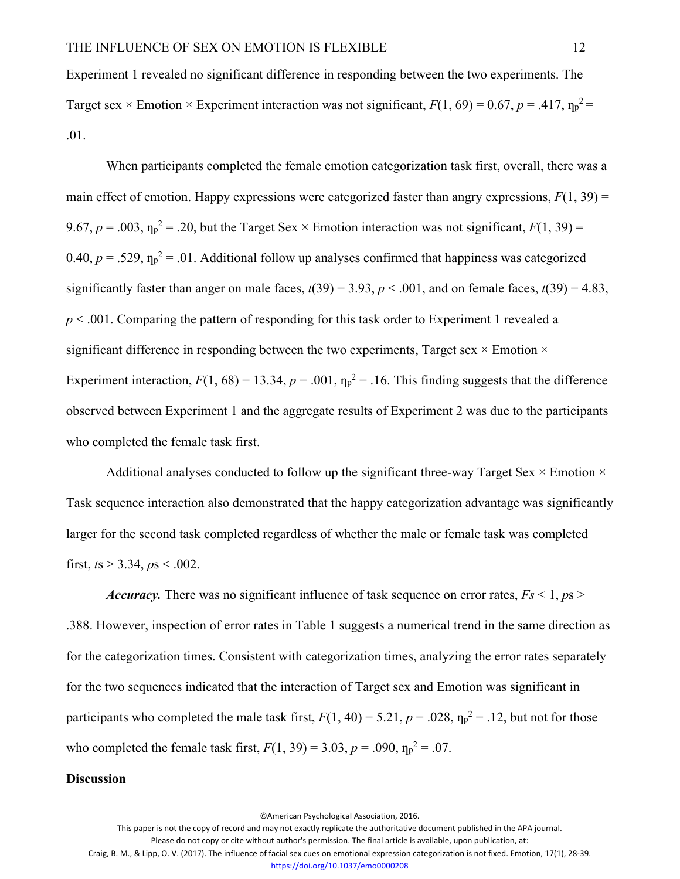Experiment 1 revealed no significant difference in responding between the two experiments. The Target sex × Emotion × Experiment interaction was not significant, $F(1, 69) = 0.67$, $p = .417$, $\eta_p^2 = .01$.

When participants completed the female emotion categorization task first, overall, there was a main effect of emotion. Happy expressions were categorized faster than angry expressions, $F(1, 39) = 9.67$, $p = .003$, $\eta_p^2 = .20$, but the Target Sex × Emotion interaction was not significant, $F(1, 39) = 0.40$, $p = .529$, $\eta_p^2 = .01$. Additional follow up analyses confirmed that happiness was categorized significantly faster than anger on male faces, $t(39) = 3.93$, $p < .001$, and on female faces, $t(39) = 4.83$, $p < .001$. Comparing the pattern of responding for this task order to Experiment 1 revealed a significant difference in responding between the two experiments, Target sex × Emotion × Experiment interaction, $F(1, 68) = 13.34$, $p = .001$, $\eta_p^2 = .16$. This finding suggests that the difference observed between Experiment 1 and the aggregate results of Experiment 2 was due to the participants who completed the female task first.

Additional analyses conducted to follow up the significant three-way Target Sex × Emotion × Task sequence interaction also demonstrated that the happy categorization advantage was significantly larger for the second task completed regardless of whether the male or female task was completed first, *t*s > 3.34, *p*s < .002.

***Accuracy.*** There was no significant influence of task sequence on error rates, *Fs* < 1, *p*s > .388. However, inspection of error rates in Table 1 suggests a numerical trend in the same direction as for the categorization times. Consistent with categorization times, analyzing the error rates separately for the two sequences indicated that the interaction of Target sex and Emotion was significant in participants who completed the male task first, $F(1, 40) = 5.21$, $p = .028$, $\eta_p^2 = .12$, but not for those who completed the female task first, $F(1, 39) = 3.03$, $p = .090$, $\eta_p^2 = .07$.

## Discussion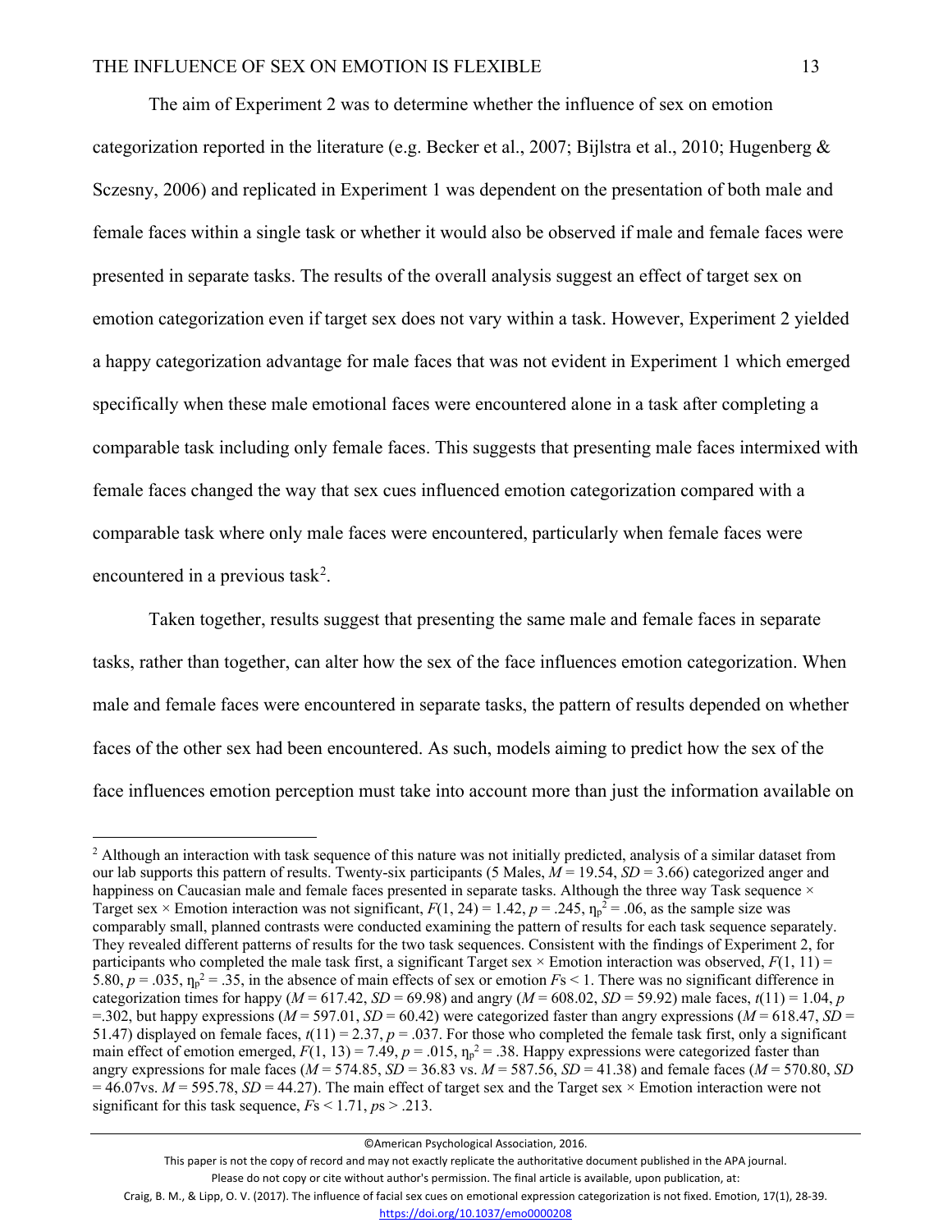The aim of Experiment 2 was to determine whether the influence of sex on emotion categorization reported in the literature (e.g. Becker et al., 2007; Bijlstra et al., 2010; Hugenberg & Sczesny, 2006) and replicated in Experiment 1 was dependent on the presentation of both male and female faces within a single task or whether it would also be observed if male and female faces were presented in separate tasks. The results of the overall analysis suggest an effect of target sex on emotion categorization even if target sex does not vary within a task. However, Experiment 2 yielded a happy categorization advantage for male faces that was not evident in Experiment 1 which emerged specifically when these male emotional faces were encountered alone in a task after completing a comparable task including only female faces. This suggests that presenting male faces intermixed with female faces changed the way that sex cues influenced emotion categorization compared with a comparable task where only male faces were encountered, particularly when female faces were encountered in a previous task[2].

Taken together, results suggest that presenting the same male and female faces in separate tasks, rather than together, can alter how the sex of the face influences emotion categorization. When male and female faces were encountered in separate tasks, the pattern of results depended on whether faces of the other sex had been encountered. As such, models aiming to predict how the sex of the face influences emotion perception must take into account more than just the information available on

[2] Although an interaction with task sequence of this nature was not initially predicted, analysis of a similar dataset from our lab supports this pattern of results. Twenty-six participants (5 Males, $M = 19.54$, $SD = 3.66$) categorized anger and happiness on Caucasian male and female faces presented in separate tasks. Although the three way Task sequence × Target sex × Emotion interaction was not significant, $F(1, 24) = 1.42$, $p = .245$, $\eta_p^2 = .06$, as the sample size was comparably small, planned contrasts were conducted examining the pattern of results for each task sequence separately. They revealed different patterns of results for the two task sequences. Consistent with the findings of Experiment 2, for participants who completed the male task first, a significant Target sex × Emotion interaction was observed, $F(1, 11) = 5.80$, $p = .035$, $\eta_p^2 = .35$, in the absence of main effects of sex or emotion $F$s < 1. There was no significant difference in categorization times for happy ($M = 617.42$, $SD = 69.98$) and angry ($M = 608.02$, $SD = 59.92$) male faces, $t(11) = 1.04$, $p = .302$, but happy expressions ($M = 597.01$, $SD = 60.42$) were categorized faster than angry expressions ($M = 618.47$, $SD = 51.47$) displayed on female faces, $t(11) = 2.37$, $p = .037$. For those who completed the female task first, only a significant main effect of emotion emerged, $F(1, 13) = 7.49$, $p = .015$, $\eta_p^2 = .38$. Happy expressions were categorized faster than angry expressions for male faces ($M = 574.85$, $SD = 36.83$ vs. $M = 587.56$, $SD = 41.38$) and female faces ($M = 570.80$, $SD = 46.07$vs. $M = 595.78$, $SD = 44.27$). The main effect of target sex and the Target sex × Emotion interaction were not significant for this task sequence, $F$s < 1.71, $p$s > .213.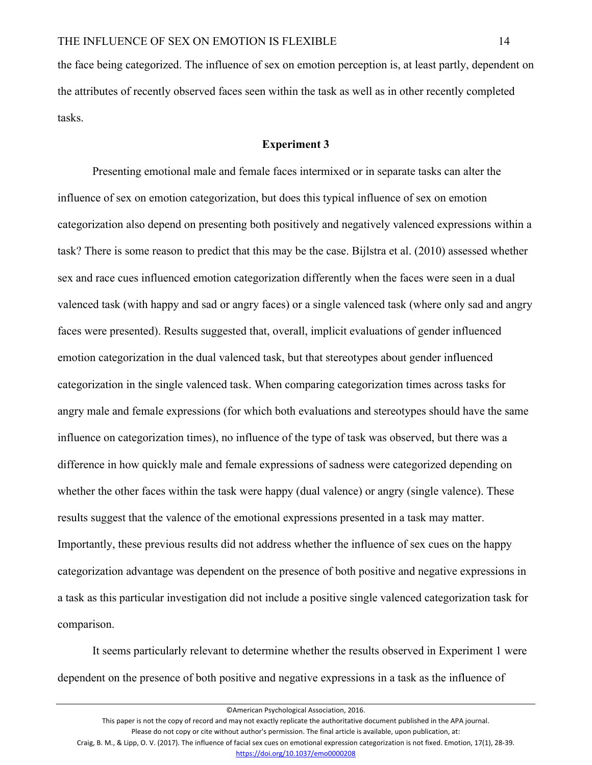the face being categorized. The influence of sex on emotion perception is, at least partly, dependent on the attributes of recently observed faces seen within the task as well as in other recently completed tasks.

## Experiment 3

Presenting emotional male and female faces intermixed or in separate tasks can alter the influence of sex on emotion categorization, but does this typical influence of sex on emotion categorization also depend on presenting both positively and negatively valenced expressions within a task? There is some reason to predict that this may be the case. Bijlstra et al. (2010) assessed whether sex and race cues influenced emotion categorization differently when the faces were seen in a dual valenced task (with happy and sad or angry faces) or a single valenced task (where only sad and angry faces were presented). Results suggested that, overall, implicit evaluations of gender influenced emotion categorization in the dual valenced task, but that stereotypes about gender influenced categorization in the single valenced task. When comparing categorization times across tasks for angry male and female expressions (for which both evaluations and stereotypes should have the same influence on categorization times), no influence of the type of task was observed, but there was a difference in how quickly male and female expressions of sadness were categorized depending on whether the other faces within the task were happy (dual valence) or angry (single valence). These results suggest that the valence of the emotional expressions presented in a task may matter. Importantly, these previous results did not address whether the influence of sex cues on the happy categorization advantage was dependent on the presence of both positive and negative expressions in a task as this particular investigation did not include a positive single valenced categorization task for comparison.

It seems particularly relevant to determine whether the results observed in Experiment 1 were dependent on the presence of both positive and negative expressions in a task as the influence of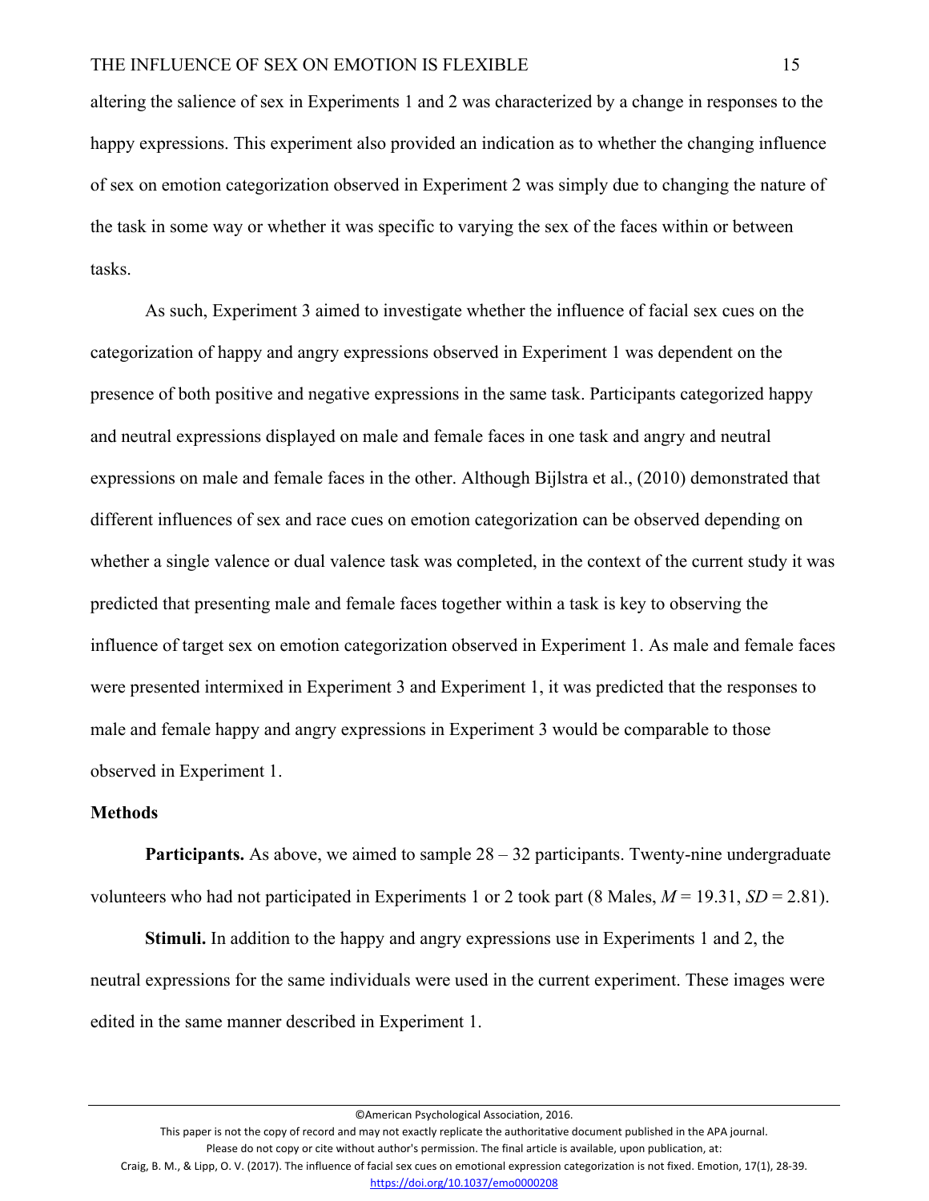altering the salience of sex in Experiments 1 and 2 was characterized by a change in responses to the happy expressions. This experiment also provided an indication as to whether the changing influence of sex on emotion categorization observed in Experiment 2 was simply due to changing the nature of the task in some way or whether it was specific to varying the sex of the faces within or between tasks.

As such, Experiment 3 aimed to investigate whether the influence of facial sex cues on the categorization of happy and angry expressions observed in Experiment 1 was dependent on the presence of both positive and negative expressions in the same task. Participants categorized happy and neutral expressions displayed on male and female faces in one task and angry and neutral expressions on male and female faces in the other. Although Bijlstra et al., (2010) demonstrated that different influences of sex and race cues on emotion categorization can be observed depending on whether a single valence or dual valence task was completed, in the context of the current study it was predicted that presenting male and female faces together within a task is key to observing the influence of target sex on emotion categorization observed in Experiment 1. As male and female faces were presented intermixed in Experiment 3 and Experiment 1, it was predicted that the responses to male and female happy and angry expressions in Experiment 3 would be comparable to those observed in Experiment 1.

## Methods

**Participants.** As above, we aimed to sample 28 – 32 participants. Twenty-nine undergraduate volunteers who had not participated in Experiments 1 or 2 took part (8 Males, $M$ = 19.31, $SD$ = 2.81).

**Stimuli.** In addition to the happy and angry expressions use in Experiments 1 and 2, the neutral expressions for the same individuals were used in the current experiment. These images were edited in the same manner described in Experiment 1.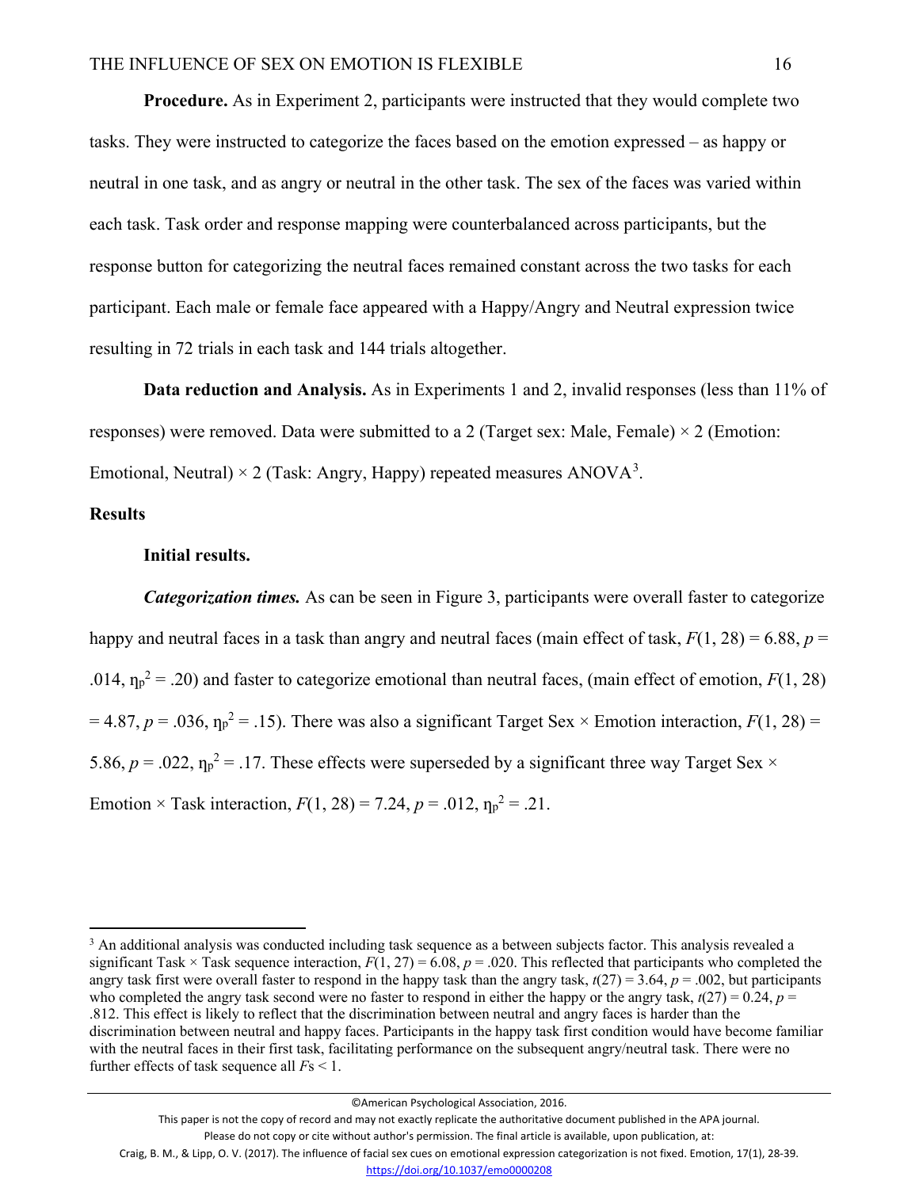**Procedure.** As in Experiment 2, participants were instructed that they would complete two tasks. They were instructed to categorize the faces based on the emotion expressed – as happy or neutral in one task, and as angry or neutral in the other task. The sex of the faces was varied within each task. Task order and response mapping were counterbalanced across participants, but the response button for categorizing the neutral faces remained constant across the two tasks for each participant. Each male or female face appeared with a Happy/Angry and Neutral expression twice resulting in 72 trials in each task and 144 trials altogether.

**Data reduction and Analysis.** As in Experiments 1 and 2, invalid responses (less than 11% of responses) were removed. Data were submitted to a 2 (Target sex: Male, Female) × 2 (Emotion: Emotional, Neutral) × 2 (Task: Angry, Happy) repeated measures ANOVA[3].

## Results

### Initial results.

***Categorization times.*** As can be seen in Figure 3, participants were overall faster to categorize happy and neutral faces in a task than angry and neutral faces (main effect of task, $F(1, 28) = 6.88$, $p = .014$, $\eta_p^2 = .20$) and faster to categorize emotional than neutral faces, (main effect of emotion, $F(1, 28) = 4.87$, $p = .036$, $\eta_p^2 = .15$). There was also a significant Target Sex × Emotion interaction, $F(1, 28) = 5.86$, $p = .022$, $\eta_p^2 = .17$. These effects were superseded by a significant three way Target Sex × Emotion × Task interaction, $F(1, 28) = 7.24$, $p = .012$, $\eta_p^2 = .21$.

---

[3] An additional analysis was conducted including task sequence as a between subjects factor. This analysis revealed a significant Task × Task sequence interaction, $F(1, 27) = 6.08$, $p = .020$. This reflected that participants who completed the angry task first were overall faster to respond in the happy task than the angry task, $t(27) = 3.64$, $p = .002$, but participants who completed the angry task second were no faster to respond in either the happy or the angry task, $t(27) = 0.24$, $p = .812$. This effect is likely to reflect that the discrimination between neutral and angry faces is harder than the discrimination between neutral and happy faces. Participants in the happy task first condition would have become familiar with the neutral faces in their first task, facilitating performance on the subsequent angry/neutral task. There were no further effects of task sequence all $F$s < 1.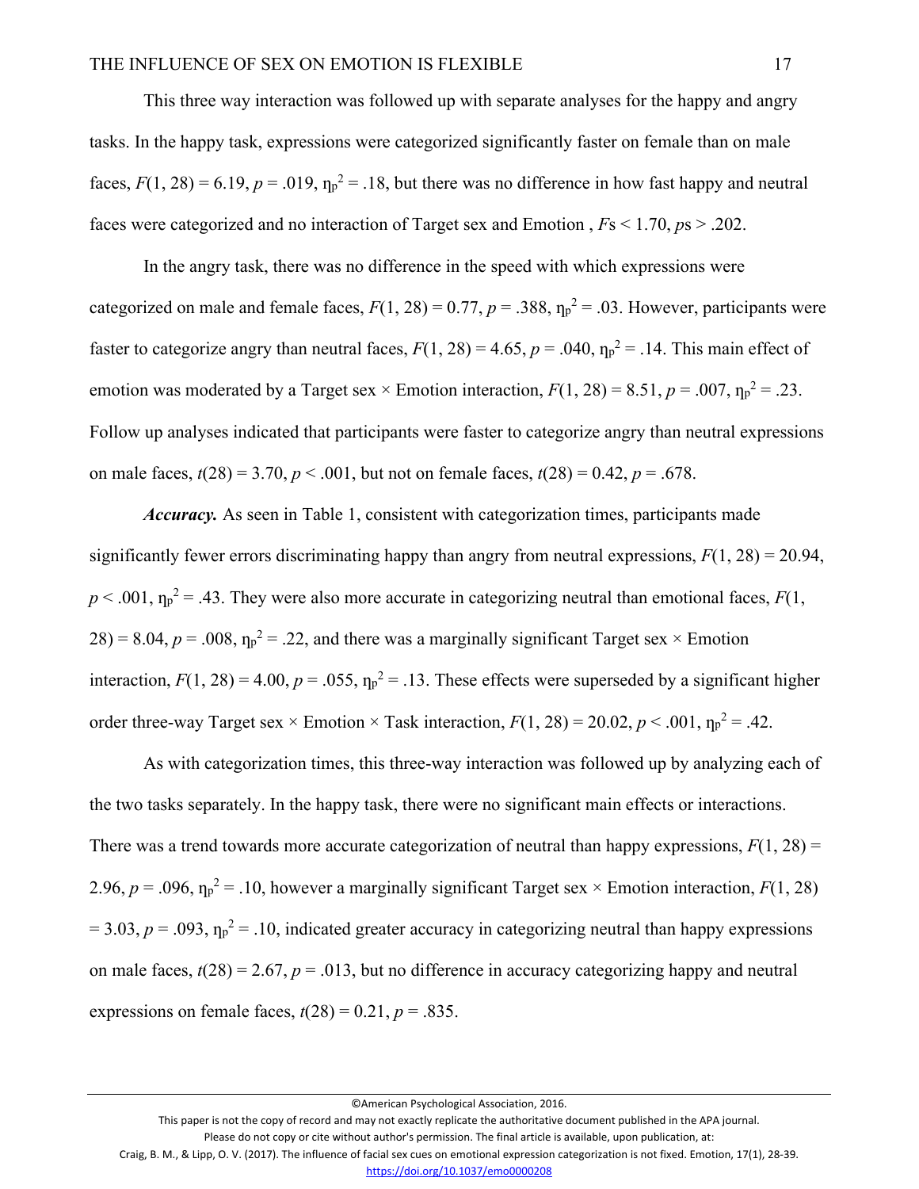This three way interaction was followed up with separate analyses for the happy and angry tasks. In the happy task, expressions were categorized significantly faster on female than on male faces, $F(1, 28) = 6.19$, $p = .019$, $\eta_p^2 = .18$, but there was no difference in how fast happy and neutral faces were categorized and no interaction of Target sex and Emotion , $F$s $< 1.70$, $p$s $> .202$.

In the angry task, there was no difference in the speed with which expressions were categorized on male and female faces, $F(1, 28) = 0.77$, $p = .388$, $\eta_p^2 = .03$. However, participants were faster to categorize angry than neutral faces, $F(1, 28) = 4.65$, $p = .040$, $\eta_p^2 = .14$. This main effect of emotion was moderated by a Target sex × Emotion interaction, $F(1, 28) = 8.51$, $p = .007$, $\eta_p^2 = .23$. Follow up analyses indicated that participants were faster to categorize angry than neutral expressions on male faces, $t(28) = 3.70$, $p < .001$, but not on female faces, $t(28) = 0.42$, $p = .678$.

***Accuracy.*** As seen in Table 1, consistent with categorization times, participants made significantly fewer errors discriminating happy than angry from neutral expressions, $F(1, 28) = 20.94$, $p < .001$, $\eta_p^2 = .43$. They were also more accurate in categorizing neutral than emotional faces, $F(1, 28) = 8.04$, $p = .008$, $\eta_p^2 = .22$, and there was a marginally significant Target sex × Emotion interaction, $F(1, 28) = 4.00$, $p = .055$, $\eta_p^2 = .13$. These effects were superseded by a significant higher order three-way Target sex × Emotion × Task interaction, $F(1, 28) = 20.02$, $p < .001$, $\eta_p^2 = .42$.

As with categorization times, this three-way interaction was followed up by analyzing each of the two tasks separately. In the happy task, there were no significant main effects or interactions. There was a trend towards more accurate categorization of neutral than happy expressions, $F(1, 28) = 2.96$, $p = .096$, $\eta_p^2 = .10$, however a marginally significant Target sex × Emotion interaction, $F(1, 28) = 3.03$, $p = .093$, $\eta_p^2 = .10$, indicated greater accuracy in categorizing neutral than happy expressions on male faces, $t(28) = 2.67$, $p = .013$, but no difference in accuracy categorizing happy and neutral expressions on female faces, $t(28) = 0.21$, $p = .835$.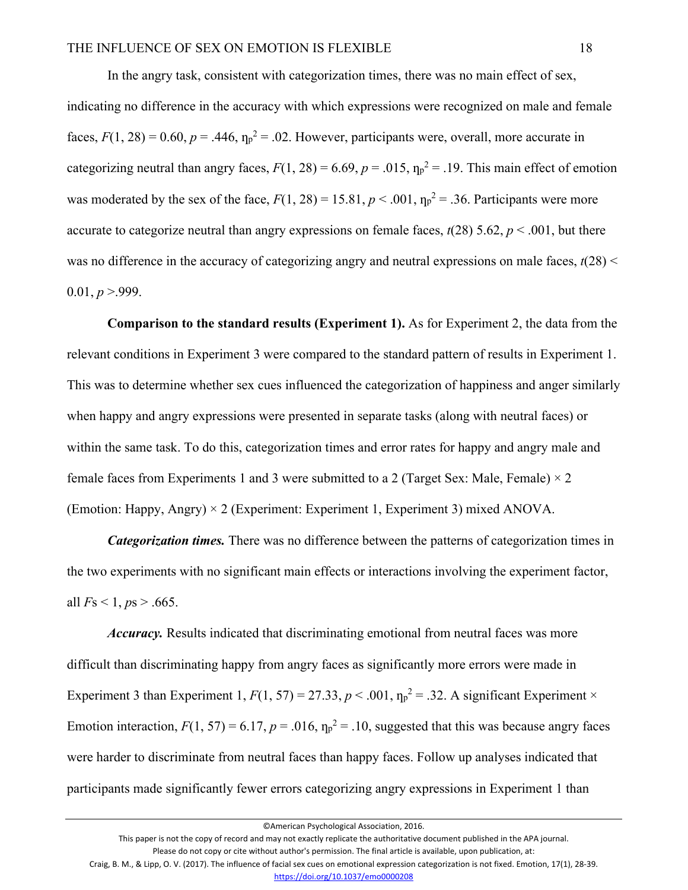In the angry task, consistent with categorization times, there was no main effect of sex, indicating no difference in the accuracy with which expressions were recognized on male and female faces, $F(1, 28) = 0.60$, $p = .446$, $\eta_p^2 = .02$. However, participants were, overall, more accurate in categorizing neutral than angry faces, $F(1, 28) = 6.69$, $p = .015$, $\eta_p^2 = .19$. This main effect of emotion was moderated by the sex of the face, $F(1, 28) = 15.81$, $p < .001$, $\eta_p^2 = .36$. Participants were more accurate to categorize neutral than angry expressions on female faces, $t(28)$ 5.62, $p < .001$, but there was no difference in the accuracy of categorizing angry and neutral expressions on male faces, $t(28) < 0.01$, $p > .999$.

**Comparison to the standard results (Experiment 1).** As for Experiment 2, the data from the relevant conditions in Experiment 3 were compared to the standard pattern of results in Experiment 1. This was to determine whether sex cues influenced the categorization of happiness and anger similarly when happy and angry expressions were presented in separate tasks (along with neutral faces) or within the same task. To do this, categorization times and error rates for happy and angry male and female faces from Experiments 1 and 3 were submitted to a 2 (Target Sex: Male, Female) × 2 (Emotion: Happy, Angry) × 2 (Experiment: Experiment 1, Experiment 3) mixed ANOVA.

***Categorization times.*** There was no difference between the patterns of categorization times in the two experiments with no significant main effects or interactions involving the experiment factor, all $F$s $< 1$, $p$s $> .665$.

***Accuracy.*** Results indicated that discriminating emotional from neutral faces was more difficult than discriminating happy from angry faces as significantly more errors were made in Experiment 3 than Experiment 1, $F(1, 57) = 27.33$, $p < .001$, $\eta_p^2 = .32$. A significant Experiment × Emotion interaction, $F(1, 57) = 6.17$, $p = .016$, $\eta_p^2 = .10$, suggested that this was because angry faces were harder to discriminate from neutral faces than happy faces. Follow up analyses indicated that participants made significantly fewer errors categorizing angry expressions in Experiment 1 than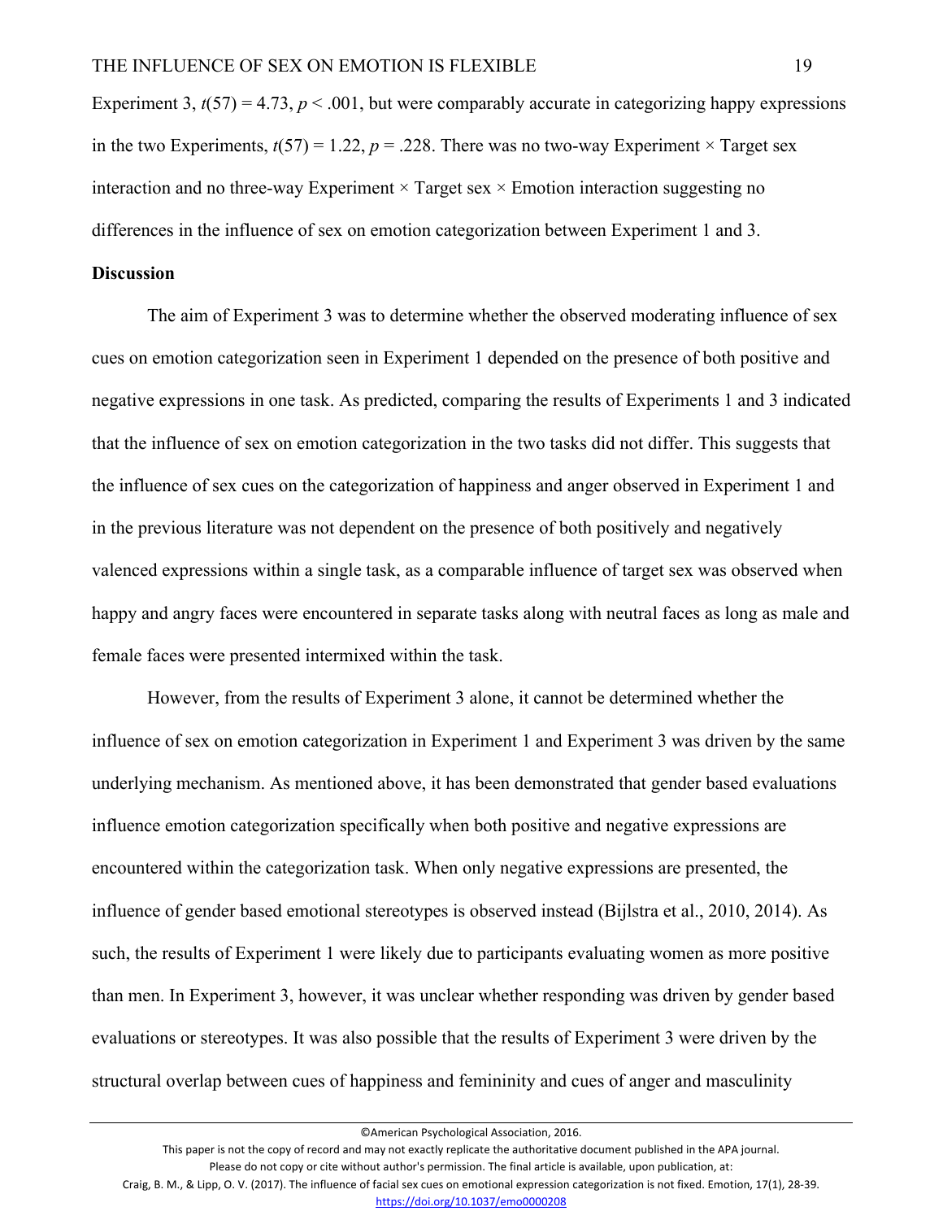Experiment 3, $t(57) = 4.73$, $p < .001$, but were comparably accurate in categorizing happy expressions in the two Experiments, $t(57) = 1.22$, $p = .228$. There was no two-way Experiment × Target sex interaction and no three-way Experiment × Target sex × Emotion interaction suggesting no differences in the influence of sex on emotion categorization between Experiment 1 and 3.

**Discussion**

The aim of Experiment 3 was to determine whether the observed moderating influence of sex cues on emotion categorization seen in Experiment 1 depended on the presence of both positive and negative expressions in one task. As predicted, comparing the results of Experiments 1 and 3 indicated that the influence of sex on emotion categorization in the two tasks did not differ. This suggests that the influence of sex cues on the categorization of happiness and anger observed in Experiment 1 and in the previous literature was not dependent on the presence of both positively and negatively valenced expressions within a single task, as a comparable influence of target sex was observed when happy and angry faces were encountered in separate tasks along with neutral faces as long as male and female faces were presented intermixed within the task.

However, from the results of Experiment 3 alone, it cannot be determined whether the influence of sex on emotion categorization in Experiment 1 and Experiment 3 was driven by the same underlying mechanism. As mentioned above, it has been demonstrated that gender based evaluations influence emotion categorization specifically when both positive and negative expressions are encountered within the categorization task. When only negative expressions are presented, the influence of gender based emotional stereotypes is observed instead (Bijlstra et al., 2010, 2014). As such, the results of Experiment 1 were likely due to participants evaluating women as more positive than men. In Experiment 3, however, it was unclear whether responding was driven by gender based evaluations or stereotypes. It was also possible that the results of Experiment 3 were driven by the structural overlap between cues of happiness and femininity and cues of anger and masculinity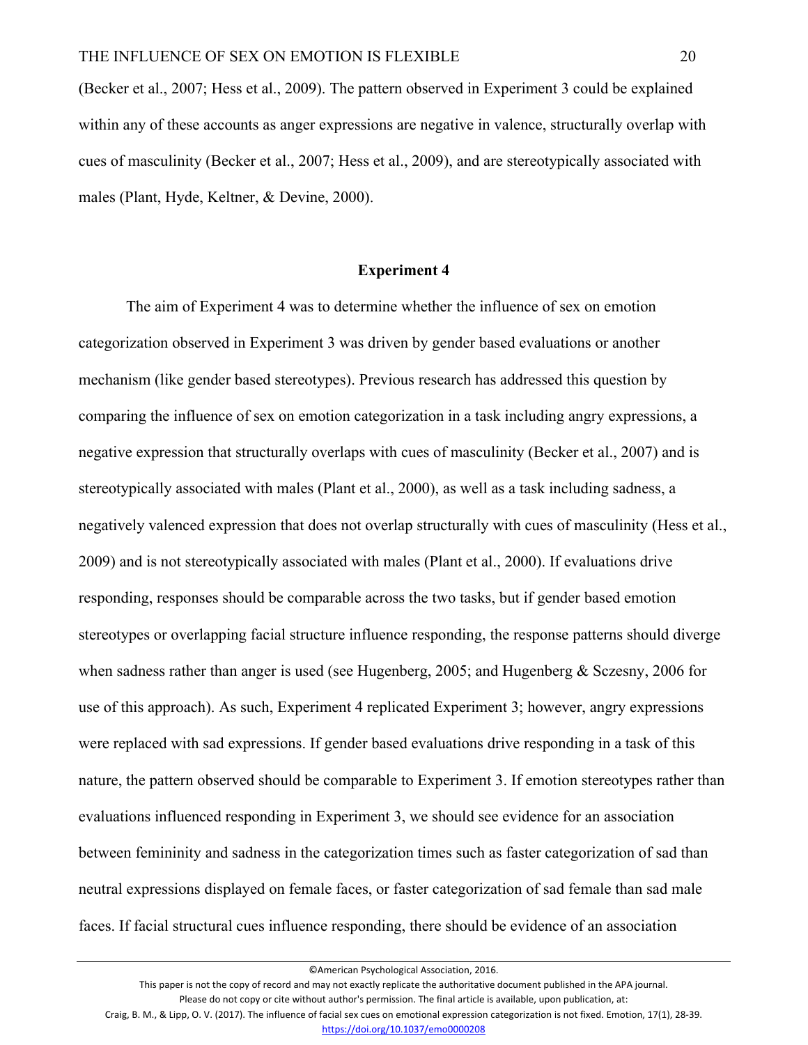(Becker et al., 2007; Hess et al., 2009). The pattern observed in Experiment 3 could be explained within any of these accounts as anger expressions are negative in valence, structurally overlap with cues of masculinity (Becker et al., 2007; Hess et al., 2009), and are stereotypically associated with males (Plant, Hyde, Keltner, & Devine, 2000).

## Experiment 4

The aim of Experiment 4 was to determine whether the influence of sex on emotion categorization observed in Experiment 3 was driven by gender based evaluations or another mechanism (like gender based stereotypes). Previous research has addressed this question by comparing the influence of sex on emotion categorization in a task including angry expressions, a negative expression that structurally overlaps with cues of masculinity (Becker et al., 2007) and is stereotypically associated with males (Plant et al., 2000), as well as a task including sadness, a negatively valenced expression that does not overlap structurally with cues of masculinity (Hess et al., 2009) and is not stereotypically associated with males (Plant et al., 2000). If evaluations drive responding, responses should be comparable across the two tasks, but if gender based emotion stereotypes or overlapping facial structure influence responding, the response patterns should diverge when sadness rather than anger is used (see Hugenberg, 2005; and Hugenberg & Sczesny, 2006 for use of this approach). As such, Experiment 4 replicated Experiment 3; however, angry expressions were replaced with sad expressions. If gender based evaluations drive responding in a task of this nature, the pattern observed should be comparable to Experiment 3. If emotion stereotypes rather than evaluations influenced responding in Experiment 3, we should see evidence for an association between femininity and sadness in the categorization times such as faster categorization of sad than neutral expressions displayed on female faces, or faster categorization of sad female than sad male faces. If facial structural cues influence responding, there should be evidence of an association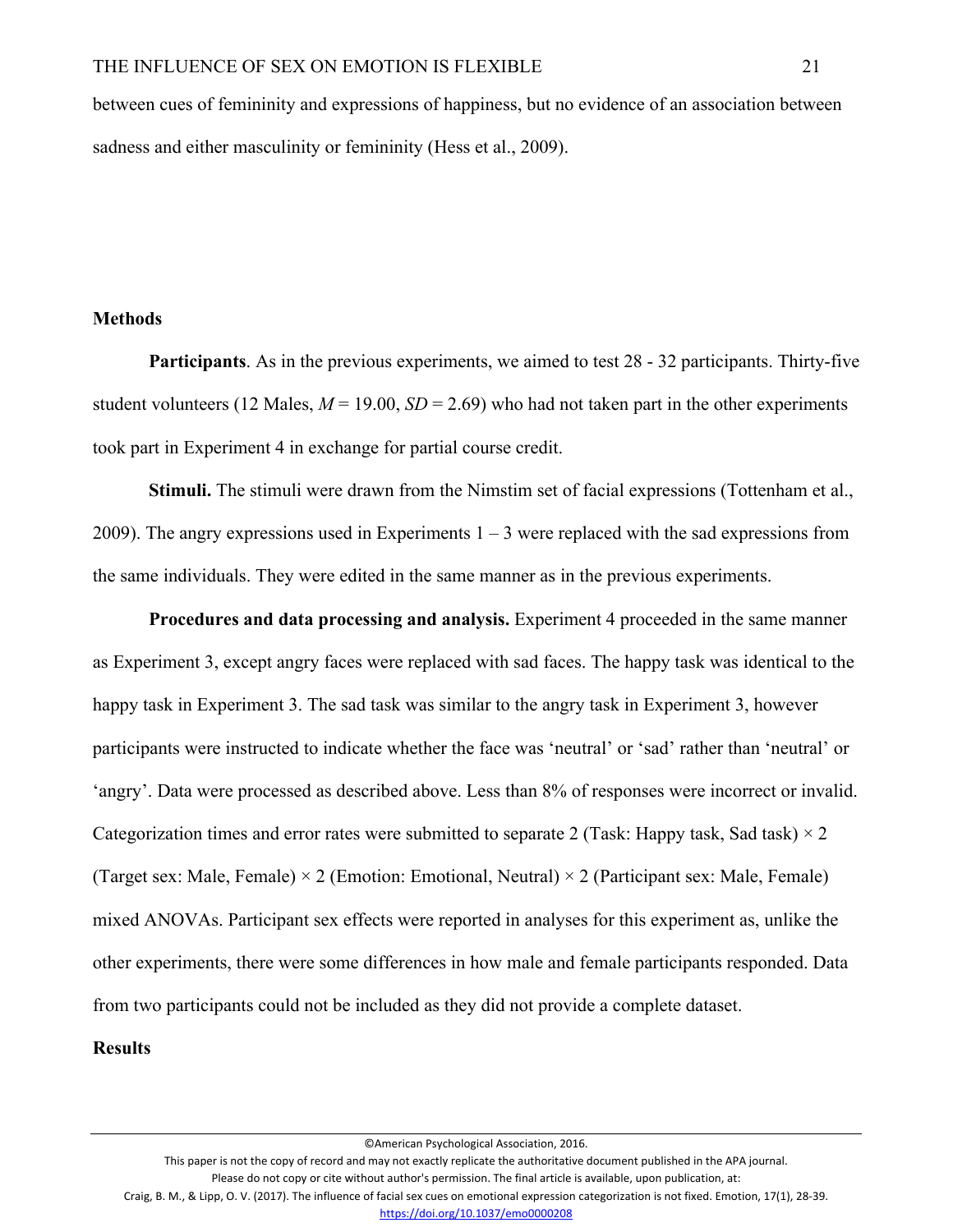between cues of femininity and expressions of happiness, but no evidence of an association between sadness and either masculinity or femininity (Hess et al., 2009).

## Methods

**Participants**. As in the previous experiments, we aimed to test 28 - 32 participants. Thirty-five student volunteers (12 Males, *M* = 19.00, *SD* = 2.69) who had not taken part in the other experiments took part in Experiment 4 in exchange for partial course credit.

**Stimuli.** The stimuli were drawn from the Nimstim set of facial expressions (Tottenham et al., 2009). The angry expressions used in Experiments 1 – 3 were replaced with the sad expressions from the same individuals. They were edited in the same manner as in the previous experiments.

**Procedures and data processing and analysis.** Experiment 4 proceeded in the same manner as Experiment 3, except angry faces were replaced with sad faces. The happy task was identical to the happy task in Experiment 3. The sad task was similar to the angry task in Experiment 3, however participants were instructed to indicate whether the face was 'neutral' or 'sad' rather than 'neutral' or 'angry'. Data were processed as described above. Less than 8% of responses were incorrect or invalid. Categorization times and error rates were submitted to separate 2 (Task: Happy task, Sad task) × 2 (Target sex: Male, Female) × 2 (Emotion: Emotional, Neutral) × 2 (Participant sex: Male, Female) mixed ANOVAs. Participant sex effects were reported in analyses for this experiment as, unlike the other experiments, there were some differences in how male and female participants responded. Data from two participants could not be included as they did not provide a complete dataset.

## Results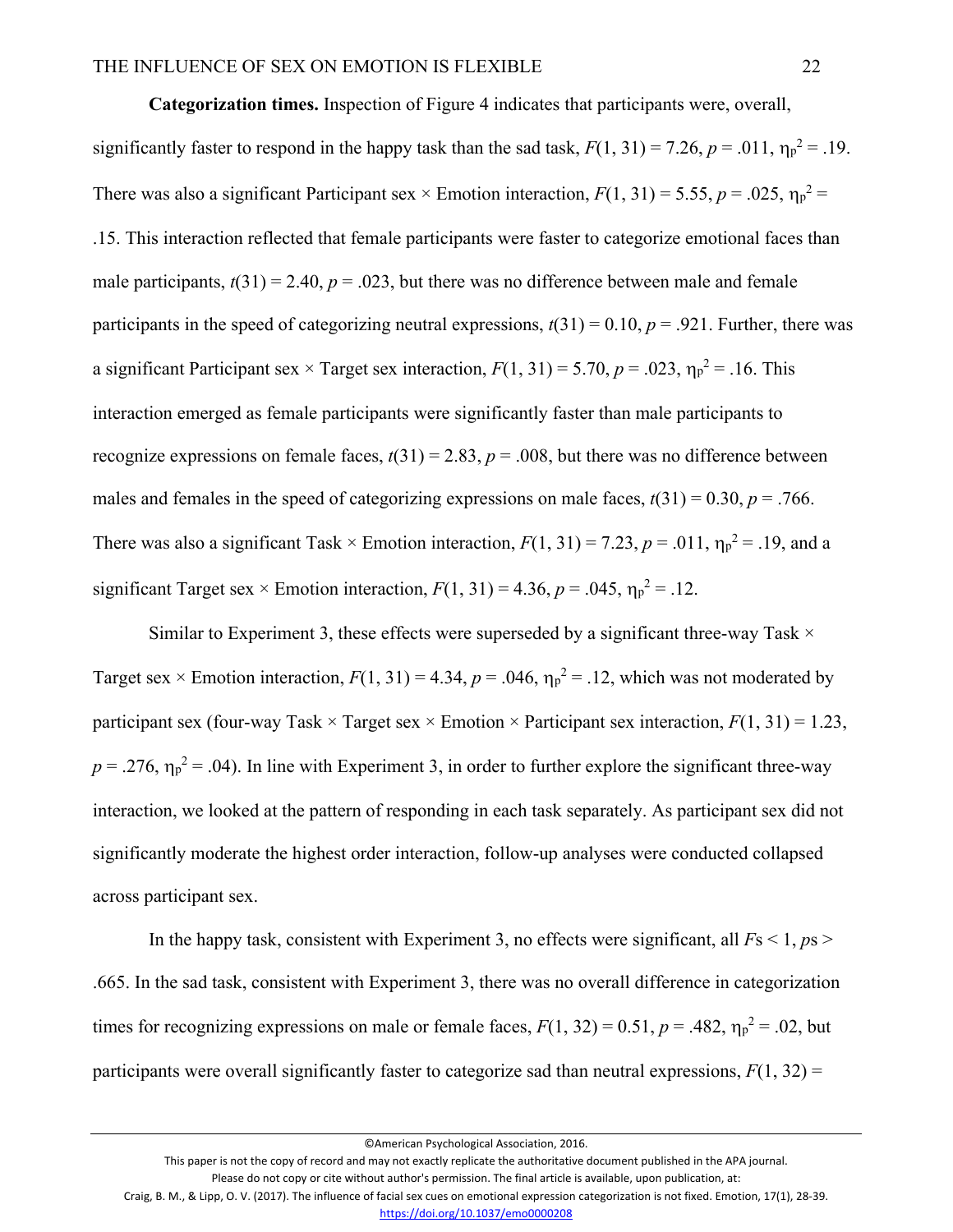**Categorization times.** Inspection of Figure 4 indicates that participants were, overall, significantly faster to respond in the happy task than the sad task, $F(1, 31) = 7.26$, $p = .011$, $\eta_p^2 = .19$. There was also a significant Participant sex × Emotion interaction, $F(1, 31) = 5.55$, $p = .025$, $\eta_p^2 = .15$. This interaction reflected that female participants were faster to categorize emotional faces than male participants, $t(31) = 2.40$, $p = .023$, but there was no difference between male and female participants in the speed of categorizing neutral expressions, $t(31) = 0.10$, $p = .921$. Further, there was a significant Participant sex × Target sex interaction, $F(1, 31) = 5.70$, $p = .023$, $\eta_p^2 = .16$. This interaction emerged as female participants were significantly faster than male participants to recognize expressions on female faces, $t(31) = 2.83$, $p = .008$, but there was no difference between males and females in the speed of categorizing expressions on male faces, $t(31) = 0.30$, $p = .766$. There was also a significant Task × Emotion interaction, $F(1, 31) = 7.23$, $p = .011$, $\eta_p^2 = .19$, and a significant Target sex × Emotion interaction, $F(1, 31) = 4.36$, $p = .045$, $\eta_p^2 = .12$.

Similar to Experiment 3, these effects were superseded by a significant three-way Task × Target sex × Emotion interaction, $F(1, 31) = 4.34$, $p = .046$, $\eta_p^2 = .12$, which was not moderated by participant sex (four-way Task × Target sex × Emotion × Participant sex interaction, $F(1, 31) = 1.23$, $p = .276$, $\eta_p^2 = .04$). In line with Experiment 3, in order to further explore the significant three-way interaction, we looked at the pattern of responding in each task separately. As participant sex did not significantly moderate the highest order interaction, follow-up analyses were conducted collapsed across participant sex.

In the happy task, consistent with Experiment 3, no effects were significant, all $F$s < 1, $p$s > .665. In the sad task, consistent with Experiment 3, there was no overall difference in categorization times for recognizing expressions on male or female faces, $F(1, 32) = 0.51$, $p = .482$, $\eta_p^2 = .02$, but participants were overall significantly faster to categorize sad than neutral expressions, $F(1, 32) =$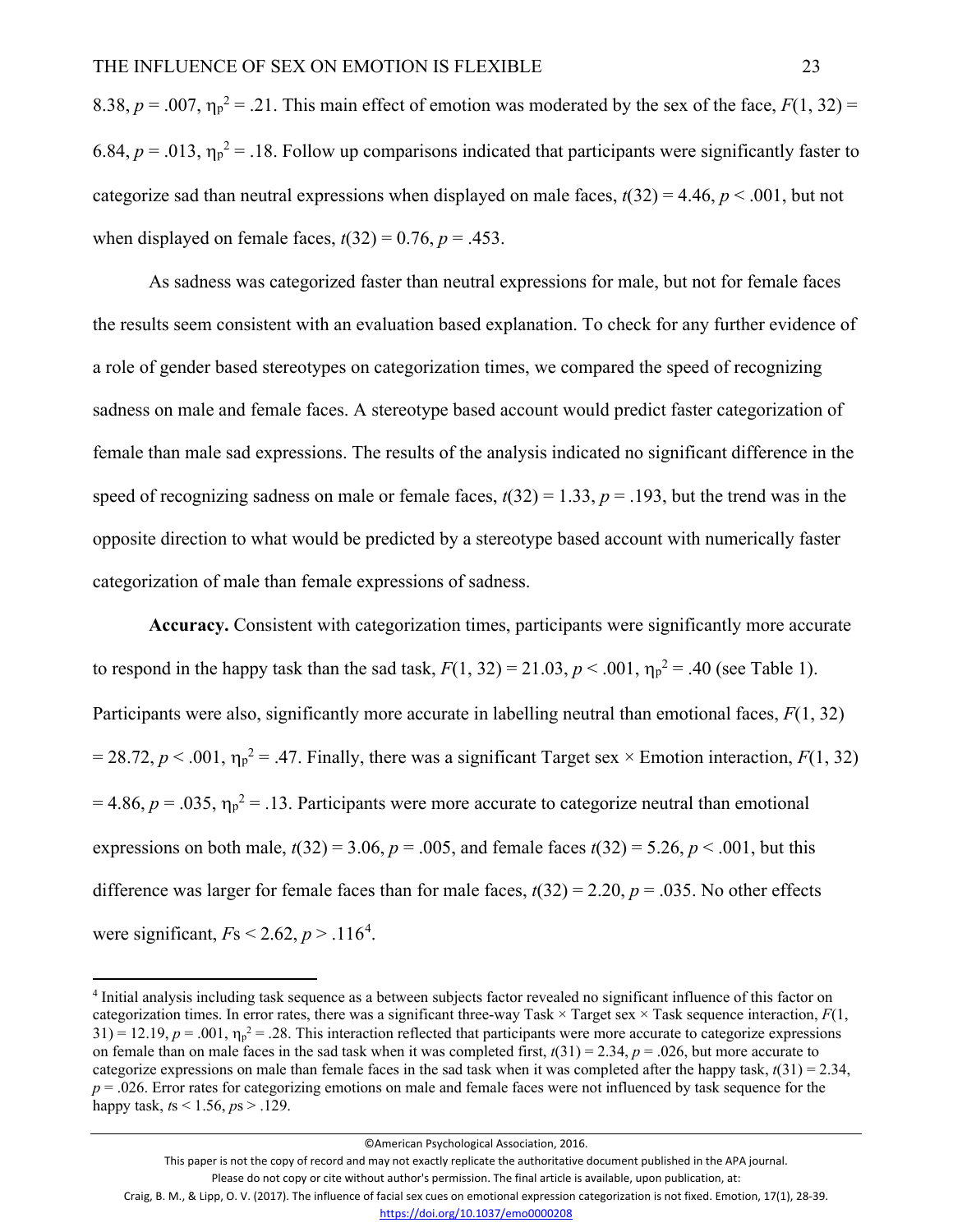8.38, $p = .007$, $\eta_p^2 = .21$. This main effect of emotion was moderated by the sex of the face, $F(1, 32) = 6.84$, $p = .013$, $\eta_p^2 = .18$. Follow up comparisons indicated that participants were significantly faster to categorize sad than neutral expressions when displayed on male faces, $t(32) = 4.46$, $p < .001$, but not when displayed on female faces, $t(32) = 0.76$, $p = .453$.

As sadness was categorized faster than neutral expressions for male, but not for female faces the results seem consistent with an evaluation based explanation. To check for any further evidence of a role of gender based stereotypes on categorization times, we compared the speed of recognizing sadness on male and female faces. A stereotype based account would predict faster categorization of female than male sad expressions. The results of the analysis indicated no significant difference in the speed of recognizing sadness on male or female faces, $t(32) = 1.33$, $p = .193$, but the trend was in the opposite direction to what would be predicted by a stereotype based account with numerically faster categorization of male than female expressions of sadness.

**Accuracy.** Consistent with categorization times, participants were significantly more accurate to respond in the happy task than the sad task, $F(1, 32) = 21.03$, $p < .001$, $\eta_p^2 = .40$ (see Table 1). Participants were also, significantly more accurate in labelling neutral than emotional faces, $F(1, 32) = 28.72$, $p < .001$, $\eta_p^2 = .47$. Finally, there was a significant Target sex × Emotion interaction, $F(1, 32) = 4.86$, $p = .035$, $\eta_p^2 = .13$. Participants were more accurate to categorize neutral than emotional expressions on both male, $t(32) = 3.06$, $p = .005$, and female faces $t(32) = 5.26$, $p < .001$, but this difference was larger for female faces than for male faces, $t(32) = 2.20$, $p = .035$. No other effects were significant, $F\text{s} < 2.62$, $p > .116$[4].

[4] Initial analysis including task sequence as a between subjects factor revealed no significant influence of this factor on categorization times. In error rates, there was a significant three-way Task × Target sex × Task sequence interaction, $F(1, 31) = 12.19$, $p = .001$, $\eta_p^2 = .28$. This interaction reflected that participants were more accurate to categorize expressions on female than on male faces in the sad task when it was completed first, $t(31) = 2.34$, $p = .026$, but more accurate to categorize expressions on male than female faces in the sad task when it was completed after the happy task, $t(31) = 2.34$, $p = .026$. Error rates for categorizing emotions on male and female faces were not influenced by task sequence for the happy task, $t\text{s} < 1.56$, $p\text{s} > .129$.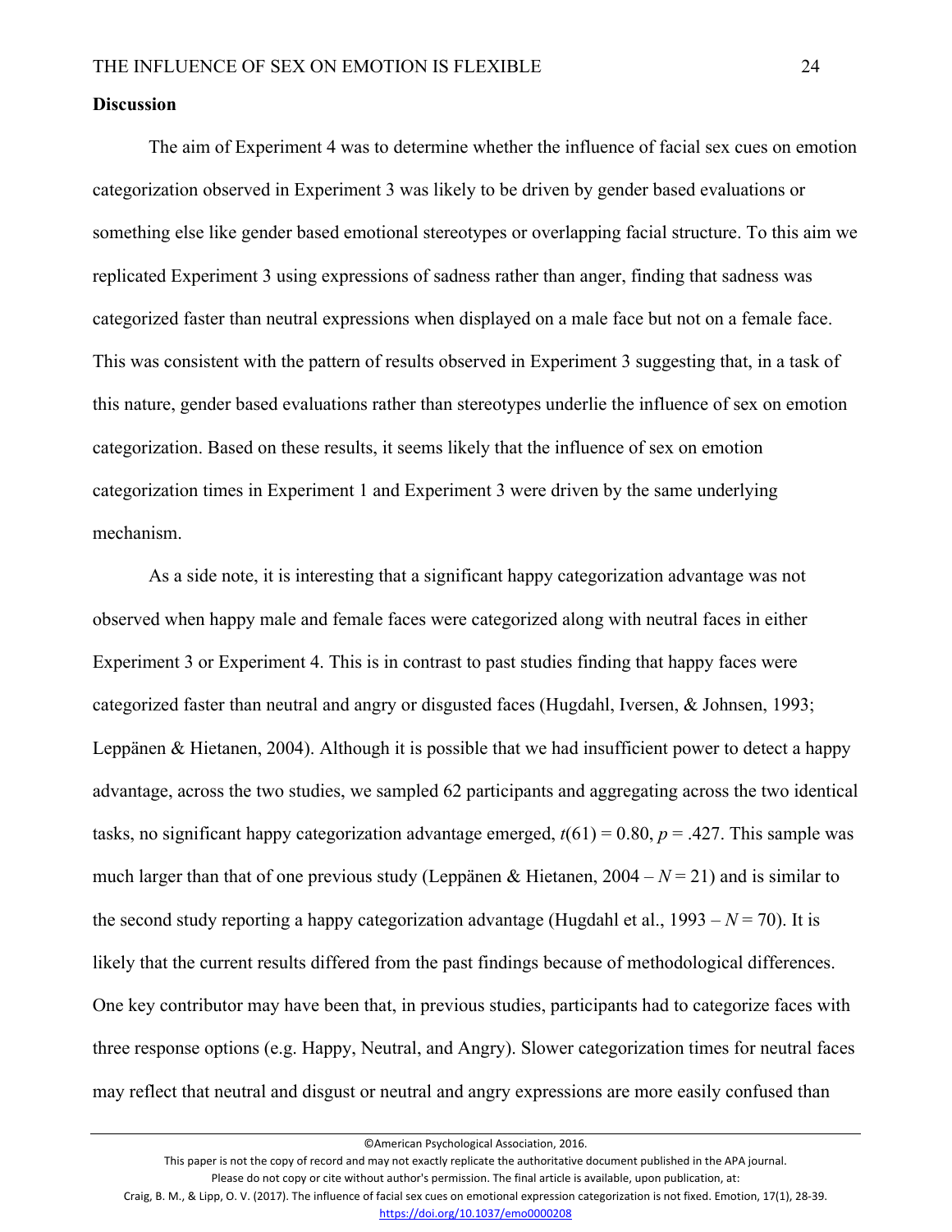**Discussion**

The aim of Experiment 4 was to determine whether the influence of facial sex cues on emotion categorization observed in Experiment 3 was likely to be driven by gender based evaluations or something else like gender based emotional stereotypes or overlapping facial structure. To this aim we replicated Experiment 3 using expressions of sadness rather than anger, finding that sadness was categorized faster than neutral expressions when displayed on a male face but not on a female face. This was consistent with the pattern of results observed in Experiment 3 suggesting that, in a task of this nature, gender based evaluations rather than stereotypes underlie the influence of sex on emotion categorization. Based on these results, it seems likely that the influence of sex on emotion categorization times in Experiment 1 and Experiment 3 were driven by the same underlying mechanism.

As a side note, it is interesting that a significant happy categorization advantage was not observed when happy male and female faces were categorized along with neutral faces in either Experiment 3 or Experiment 4. This is in contrast to past studies finding that happy faces were categorized faster than neutral and angry or disgusted faces (Hugdahl, Iversen, & Johnsen, 1993; Leppänen & Hietanen, 2004). Although it is possible that we had insufficient power to detect a happy advantage, across the two studies, we sampled 62 participants and aggregating across the two identical tasks, no significant happy categorization advantage emerged, $t(61) = 0.80$, $p = .427$. This sample was much larger than that of one previous study (Leppänen & Hietanen, 2004 – $N = 21$) and is similar to the second study reporting a happy categorization advantage (Hugdahl et al., 1993 – $N = 70$). It is likely that the current results differed from the past findings because of methodological differences. One key contributor may have been that, in previous studies, participants had to categorize faces with three response options (e.g. Happy, Neutral, and Angry). Slower categorization times for neutral faces may reflect that neutral and disgust or neutral and angry expressions are more easily confused than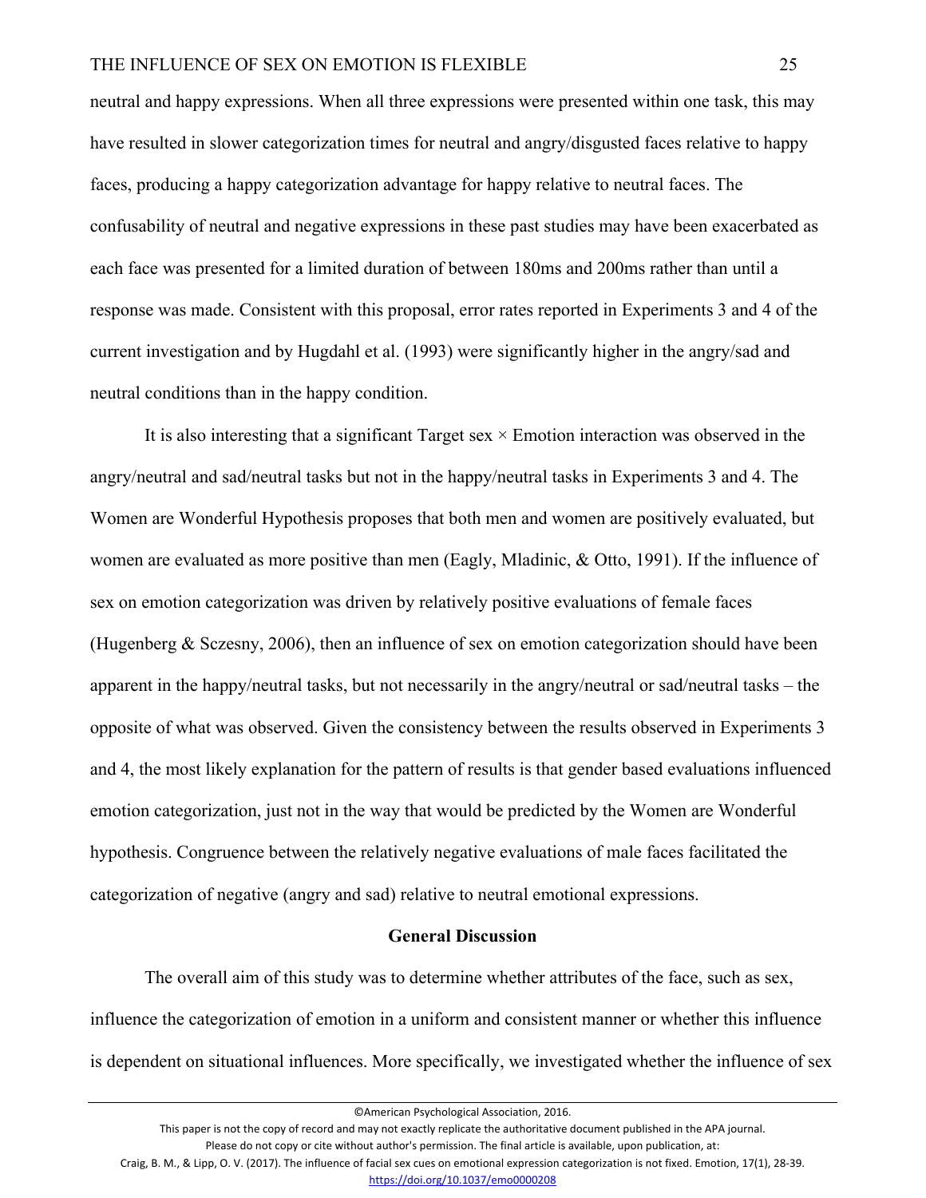neutral and happy expressions. When all three expressions were presented within one task, this may have resulted in slower categorization times for neutral and angry/disgusted faces relative to happy faces, producing a happy categorization advantage for happy relative to neutral faces. The confusability of neutral and negative expressions in these past studies may have been exacerbated as each face was presented for a limited duration of between 180ms and 200ms rather than until a response was made. Consistent with this proposal, error rates reported in Experiments 3 and 4 of the current investigation and by Hugdahl et al. (1993) were significantly higher in the angry/sad and neutral conditions than in the happy condition.

It is also interesting that a significant Target sex × Emotion interaction was observed in the angry/neutral and sad/neutral tasks but not in the happy/neutral tasks in Experiments 3 and 4. The Women are Wonderful Hypothesis proposes that both men and women are positively evaluated, but women are evaluated as more positive than men (Eagly, Mladinic, & Otto, 1991). If the influence of sex on emotion categorization was driven by relatively positive evaluations of female faces (Hugenberg & Sczesny, 2006), then an influence of sex on emotion categorization should have been apparent in the happy/neutral tasks, but not necessarily in the angry/neutral or sad/neutral tasks – the opposite of what was observed. Given the consistency between the results observed in Experiments 3 and 4, the most likely explanation for the pattern of results is that gender based evaluations influenced emotion categorization, just not in the way that would be predicted by the Women are Wonderful hypothesis. Congruence between the relatively negative evaluations of male faces facilitated the categorization of negative (angry and sad) relative to neutral emotional expressions.

## General Discussion

The overall aim of this study was to determine whether attributes of the face, such as sex, influence the categorization of emotion in a uniform and consistent manner or whether this influence is dependent on situational influences. More specifically, we investigated whether the influence of sex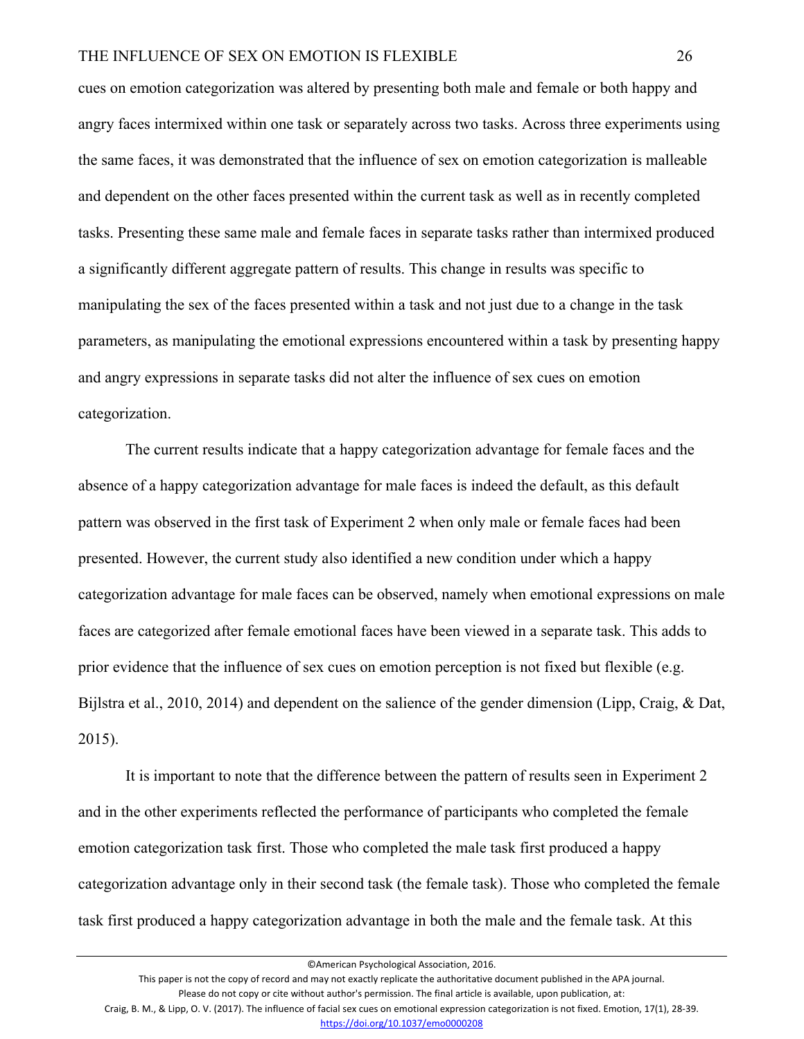cues on emotion categorization was altered by presenting both male and female or both happy and angry faces intermixed within one task or separately across two tasks. Across three experiments using the same faces, it was demonstrated that the influence of sex on emotion categorization is malleable and dependent on the other faces presented within the current task as well as in recently completed tasks. Presenting these same male and female faces in separate tasks rather than intermixed produced a significantly different aggregate pattern of results. This change in results was specific to manipulating the sex of the faces presented within a task and not just due to a change in the task parameters, as manipulating the emotional expressions encountered within a task by presenting happy and angry expressions in separate tasks did not alter the influence of sex cues on emotion categorization.

The current results indicate that a happy categorization advantage for female faces and the absence of a happy categorization advantage for male faces is indeed the default, as this default pattern was observed in the first task of Experiment 2 when only male or female faces had been presented. However, the current study also identified a new condition under which a happy categorization advantage for male faces can be observed, namely when emotional expressions on male faces are categorized after female emotional faces have been viewed in a separate task. This adds to prior evidence that the influence of sex cues on emotion perception is not fixed but flexible (e.g. Bijlstra et al., 2010, 2014) and dependent on the salience of the gender dimension (Lipp, Craig, & Dat, 2015).

It is important to note that the difference between the pattern of results seen in Experiment 2 and in the other experiments reflected the performance of participants who completed the female emotion categorization task first. Those who completed the male task first produced a happy categorization advantage only in their second task (the female task). Those who completed the female task first produced a happy categorization advantage in both the male and the female task. At this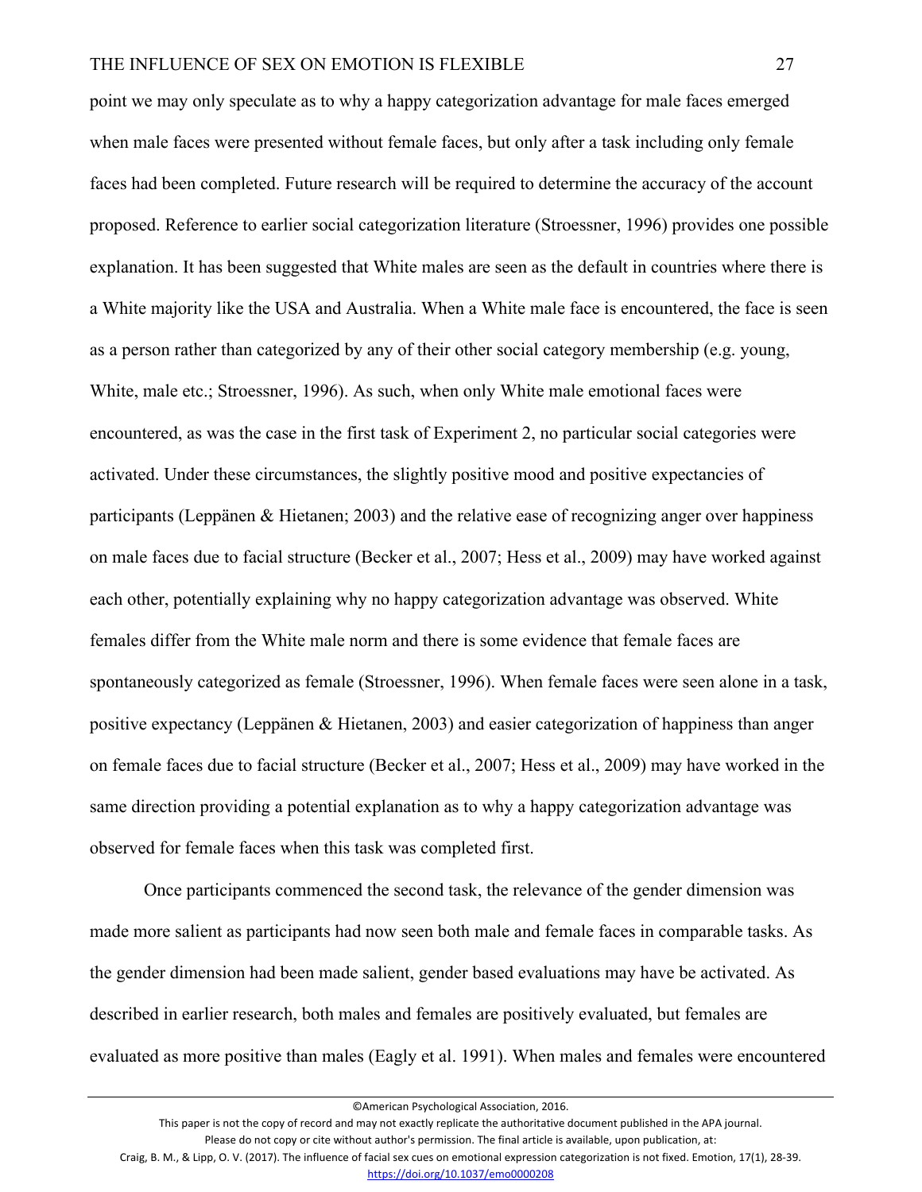point we may only speculate as to why a happy categorization advantage for male faces emerged when male faces were presented without female faces, but only after a task including only female faces had been completed. Future research will be required to determine the accuracy of the account proposed. Reference to earlier social categorization literature (Stroessner, 1996) provides one possible explanation. It has been suggested that White males are seen as the default in countries where there is a White majority like the USA and Australia. When a White male face is encountered, the face is seen as a person rather than categorized by any of their other social category membership (e.g. young, White, male etc.; Stroessner, 1996). As such, when only White male emotional faces were encountered, as was the case in the first task of Experiment 2, no particular social categories were activated. Under these circumstances, the slightly positive mood and positive expectancies of participants (Leppänen & Hietanen; 2003) and the relative ease of recognizing anger over happiness on male faces due to facial structure (Becker et al., 2007; Hess et al., 2009) may have worked against each other, potentially explaining why no happy categorization advantage was observed. White females differ from the White male norm and there is some evidence that female faces are spontaneously categorized as female (Stroessner, 1996). When female faces were seen alone in a task, positive expectancy (Leppänen & Hietanen, 2003) and easier categorization of happiness than anger on female faces due to facial structure (Becker et al., 2007; Hess et al., 2009) may have worked in the same direction providing a potential explanation as to why a happy categorization advantage was observed for female faces when this task was completed first.

Once participants commenced the second task, the relevance of the gender dimension was made more salient as participants had now seen both male and female faces in comparable tasks. As the gender dimension had been made salient, gender based evaluations may have be activated. As described in earlier research, both males and females are positively evaluated, but females are evaluated as more positive than males (Eagly et al. 1991). When males and females were encountered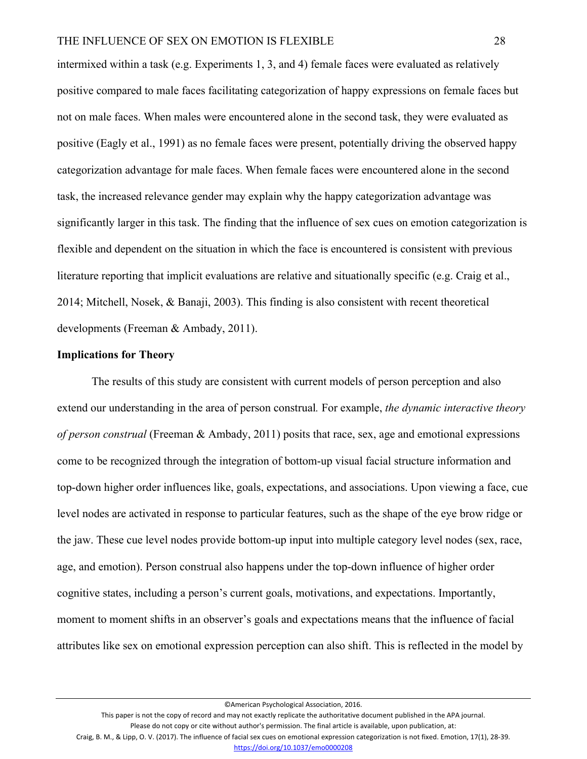intermixed within a task (e.g. Experiments 1, 3, and 4) female faces were evaluated as relatively positive compared to male faces facilitating categorization of happy expressions on female faces but not on male faces. When males were encountered alone in the second task, they were evaluated as positive (Eagly et al., 1991) as no female faces were present, potentially driving the observed happy categorization advantage for male faces. When female faces were encountered alone in the second task, the increased relevance gender may explain why the happy categorization advantage was significantly larger in this task. The finding that the influence of sex cues on emotion categorization is flexible and dependent on the situation in which the face is encountered is consistent with previous literature reporting that implicit evaluations are relative and situationally specific (e.g. Craig et al., 2014; Mitchell, Nosek, & Banaji, 2003). This finding is also consistent with recent theoretical developments (Freeman & Ambady, 2011).

**Implications for Theory**

The results of this study are consistent with current models of person perception and also extend our understanding in the area of person construal. For example, *the dynamic interactive theory of person construal* (Freeman & Ambady, 2011) posits that race, sex, age and emotional expressions come to be recognized through the integration of bottom-up visual facial structure information and top-down higher order influences like, goals, expectations, and associations. Upon viewing a face, cue level nodes are activated in response to particular features, such as the shape of the eye brow ridge or the jaw. These cue level nodes provide bottom-up input into multiple category level nodes (sex, race, age, and emotion). Person construal also happens under the top-down influence of higher order cognitive states, including a person's current goals, motivations, and expectations. Importantly, moment to moment shifts in an observer's goals and expectations means that the influence of facial attributes like sex on emotional expression perception can also shift. This is reflected in the model by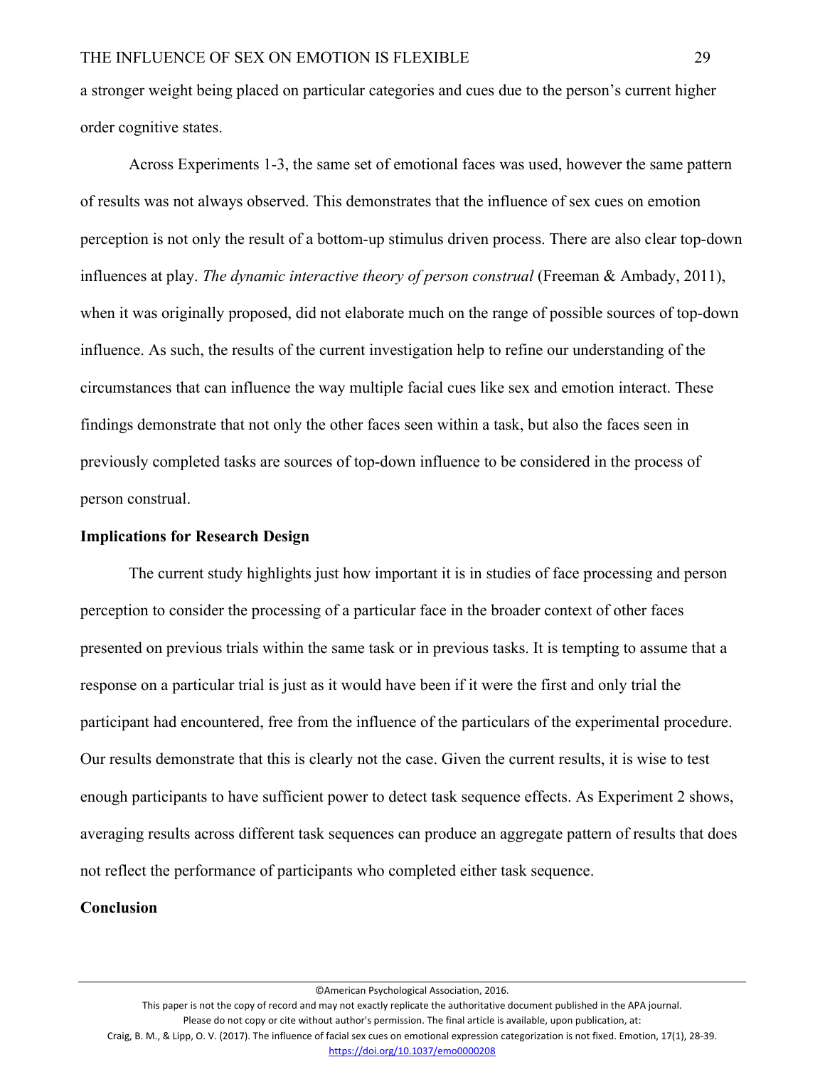a stronger weight being placed on particular categories and cues due to the person's current higher order cognitive states.

Across Experiments 1-3, the same set of emotional faces was used, however the same pattern of results was not always observed. This demonstrates that the influence of sex cues on emotion perception is not only the result of a bottom-up stimulus driven process. There are also clear top-down influences at play. *The dynamic interactive theory of person construal* (Freeman & Ambady, 2011), when it was originally proposed, did not elaborate much on the range of possible sources of top-down influence. As such, the results of the current investigation help to refine our understanding of the circumstances that can influence the way multiple facial cues like sex and emotion interact. These findings demonstrate that not only the other faces seen within a task, but also the faces seen in previously completed tasks are sources of top-down influence to be considered in the process of person construal.

## Implications for Research Design

The current study highlights just how important it is in studies of face processing and person perception to consider the processing of a particular face in the broader context of other faces presented on previous trials within the same task or in previous tasks. It is tempting to assume that a response on a particular trial is just as it would have been if it were the first and only trial the participant had encountered, free from the influence of the particulars of the experimental procedure. Our results demonstrate that this is clearly not the case. Given the current results, it is wise to test enough participants to have sufficient power to detect task sequence effects. As Experiment 2 shows, averaging results across different task sequences can produce an aggregate pattern of results that does not reflect the performance of participants who completed either task sequence.

## Conclusion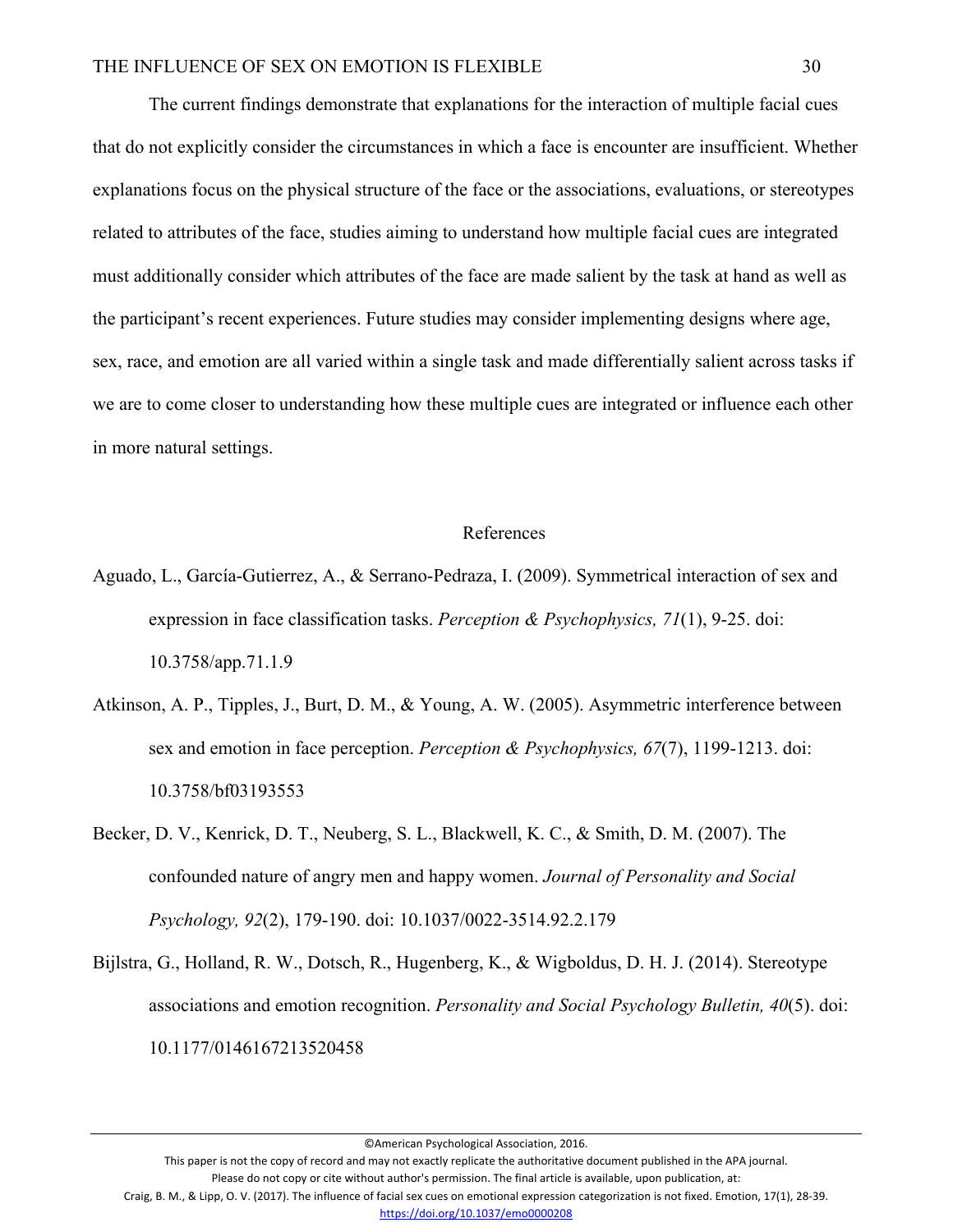The current findings demonstrate that explanations for the interaction of multiple facial cues that do not explicitly consider the circumstances in which a face is encounter are insufficient. Whether explanations focus on the physical structure of the face or the associations, evaluations, or stereotypes related to attributes of the face, studies aiming to understand how multiple facial cues are integrated must additionally consider which attributes of the face are made salient by the task at hand as well as the participant's recent experiences. Future studies may consider implementing designs where age, sex, race, and emotion are all varied within a single task and made differentially salient across tasks if we are to come closer to understanding how these multiple cues are integrated or influence each other in more natural settings.

## References

Aguado, L., García-Gutierrez, A., & Serrano-Pedraza, I. (2009). Symmetrical interaction of sex and expression in face classification tasks. *Perception & Psychophysics, 71*(1), 9-25. doi: 10.3758/app.71.1.9

Atkinson, A. P., Tipples, J., Burt, D. M., & Young, A. W. (2005). Asymmetric interference between sex and emotion in face perception. *Perception & Psychophysics, 67*(7), 1199-1213. doi: 10.3758/bf03193553

Becker, D. V., Kenrick, D. T., Neuberg, S. L., Blackwell, K. C., & Smith, D. M. (2007). The confounded nature of angry men and happy women. *Journal of Personality and Social Psychology, 92*(2), 179-190. doi: 10.1037/0022-3514.92.2.179

Bijlstra, G., Holland, R. W., Dotsch, R., Hugenberg, K., & Wigboldus, D. H. J. (2014). Stereotype associations and emotion recognition. *Personality and Social Psychology Bulletin, 40*(5). doi: 10.1177/0146167213520458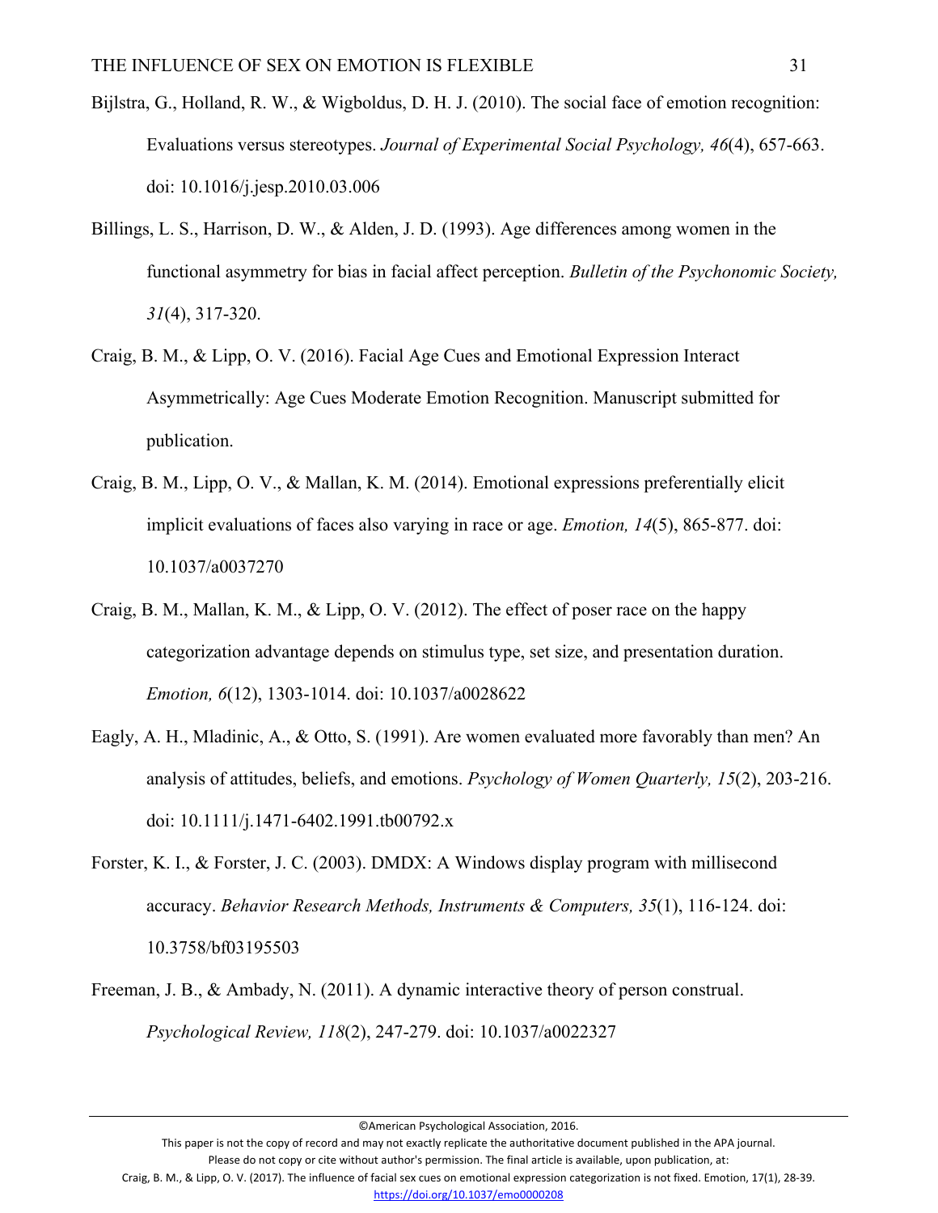Bijlstra, G., Holland, R. W., & Wigboldus, D. H. J. (2010). The social face of emotion recognition: Evaluations versus stereotypes. *Journal of Experimental Social Psychology, 46*(4), 657-663. doi: 10.1016/j.jesp.2010.03.006

Billings, L. S., Harrison, D. W., & Alden, J. D. (1993). Age differences among women in the functional asymmetry for bias in facial affect perception. *Bulletin of the Psychonomic Society, 31*(4), 317-320.

Craig, B. M., & Lipp, O. V. (2016). Facial Age Cues and Emotional Expression Interact Asymmetrically: Age Cues Moderate Emotion Recognition. Manuscript submitted for publication.

Craig, B. M., Lipp, O. V., & Mallan, K. M. (2014). Emotional expressions preferentially elicit implicit evaluations of faces also varying in race or age. *Emotion, 14*(5), 865-877. doi: 10.1037/a0037270

Craig, B. M., Mallan, K. M., & Lipp, O. V. (2012). The effect of poser race on the happy categorization advantage depends on stimulus type, set size, and presentation duration. *Emotion, 6*(12), 1303-1014. doi: 10.1037/a0028622

Eagly, A. H., Mladinic, A., & Otto, S. (1991). Are women evaluated more favorably than men? An analysis of attitudes, beliefs, and emotions. *Psychology of Women Quarterly, 15*(2), 203-216. doi: 10.1111/j.1471-6402.1991.tb00792.x

Forster, K. I., & Forster, J. C. (2003). DMDX: A Windows display program with millisecond accuracy. *Behavior Research Methods, Instruments & Computers, 35*(1), 116-124. doi: 10.3758/bf03195503

Freeman, J. B., & Ambady, N. (2011). A dynamic interactive theory of person construal. *Psychological Review, 118*(2), 247-279. doi: 10.1037/a0022327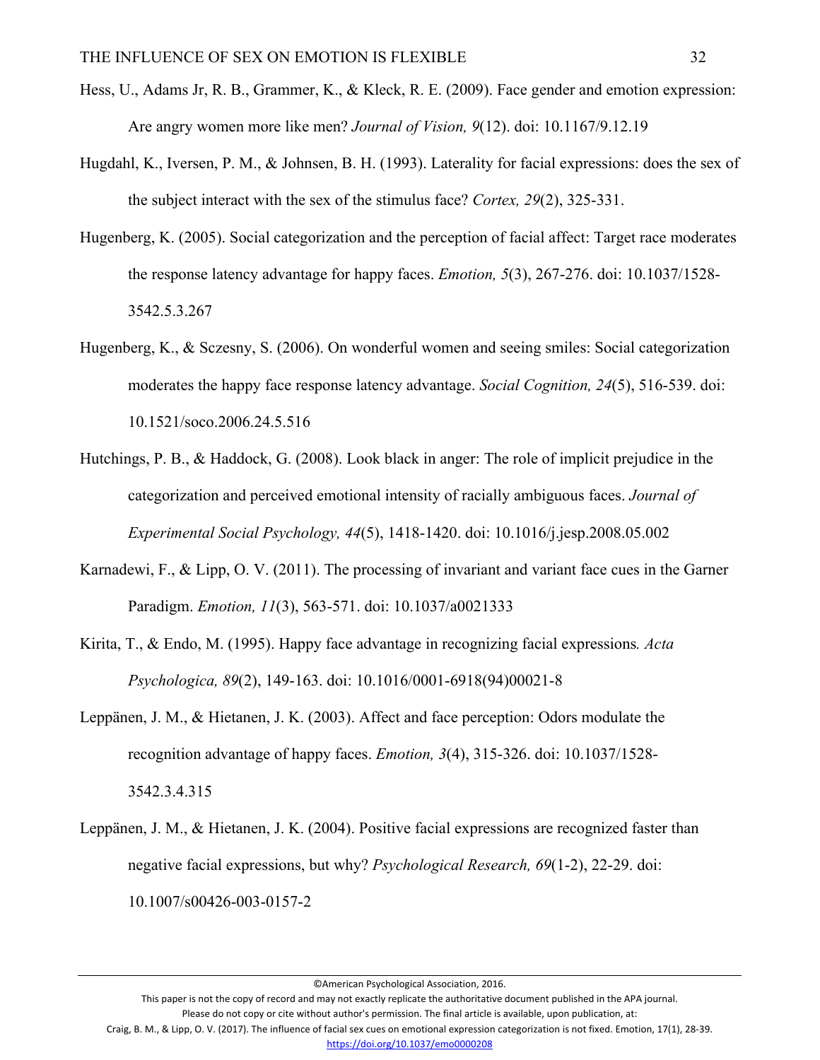Hess, U., Adams Jr, R. B., Grammer, K., & Kleck, R. E. (2009). Face gender and emotion expression: Are angry women more like men? *Journal of Vision, 9*(12). doi: 10.1167/9.12.19

Hugdahl, K., Iversen, P. M., & Johnsen, B. H. (1993). Laterality for facial expressions: does the sex of the subject interact with the sex of the stimulus face? *Cortex, 29*(2), 325-331.

Hugenberg, K. (2005). Social categorization and the perception of facial affect: Target race moderates the response latency advantage for happy faces. *Emotion, 5*(3), 267-276. doi: 10.1037/1528-3542.5.3.267

Hugenberg, K., & Sczesny, S. (2006). On wonderful women and seeing smiles: Social categorization moderates the happy face response latency advantage. *Social Cognition, 24*(5), 516-539. doi: 10.1521/soco.2006.24.5.516

Hutchings, P. B., & Haddock, G. (2008). Look black in anger: The role of implicit prejudice in the categorization and perceived emotional intensity of racially ambiguous faces. *Journal of Experimental Social Psychology, 44*(5), 1418-1420. doi: 10.1016/j.jesp.2008.05.002

Karnadewi, F., & Lipp, O. V. (2011). The processing of invariant and variant face cues in the Garner Paradigm. *Emotion, 11*(3), 563-571. doi: 10.1037/a0021333

Kirita, T., & Endo, M. (1995). Happy face advantage in recognizing facial expressions*. Acta Psychologica, 89*(2), 149-163. doi: 10.1016/0001-6918(94)00021-8

Leppänen, J. M., & Hietanen, J. K. (2003). Affect and face perception: Odors modulate the recognition advantage of happy faces. *Emotion, 3*(4), 315-326. doi: 10.1037/1528-3542.3.4.315

Leppänen, J. M., & Hietanen, J. K. (2004). Positive facial expressions are recognized faster than negative facial expressions, but why? *Psychological Research, 69*(1-2), 22-29. doi: 10.1007/s00426-003-0157-2

©American Psychological Association, 2016.

This paper is not the copy of record and may not exactly replicate the authoritative document published in the APA journal.

Please do not copy or cite without author's permission. The final article is available, upon publication, at:

Craig, B. M., & Lipp, O. V. (2017). The influence of facial sex cues on emotional expression categorization is not fixed. Emotion, 17(1), 28-39. https://doi.org/10.1037/emo0000208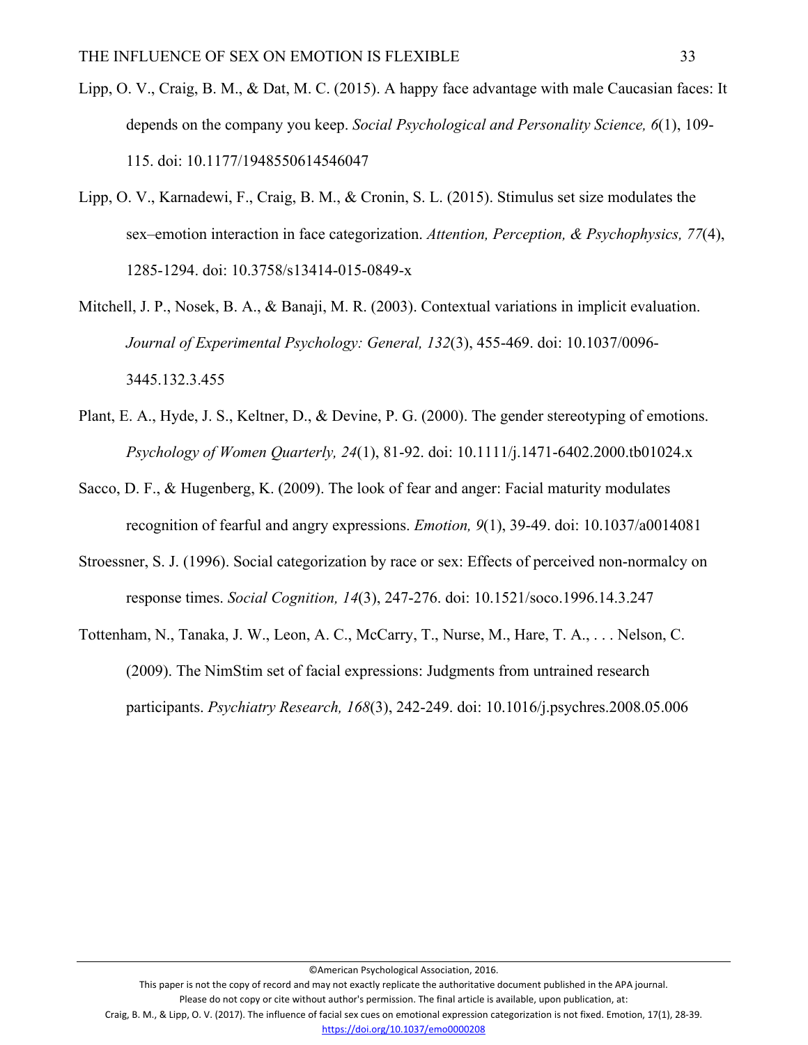Lipp, O. V., Craig, B. M., & Dat, M. C. (2015). A happy face advantage with male Caucasian faces: It depends on the company you keep. *Social Psychological and Personality Science, 6*(1), 109-115. doi: 10.1177/1948550614546047

Lipp, O. V., Karnadewi, F., Craig, B. M., & Cronin, S. L. (2015). Stimulus set size modulates the sex–emotion interaction in face categorization. *Attention, Perception, & Psychophysics, 77*(4), 1285-1294. doi: 10.3758/s13414-015-0849-x

Mitchell, J. P., Nosek, B. A., & Banaji, M. R. (2003). Contextual variations in implicit evaluation. *Journal of Experimental Psychology: General, 132*(3), 455-469. doi: 10.1037/0096-3445.132.3.455

Plant, E. A., Hyde, J. S., Keltner, D., & Devine, P. G. (2000). The gender stereotyping of emotions. *Psychology of Women Quarterly, 24*(1), 81-92. doi: 10.1111/j.1471-6402.2000.tb01024.x

Sacco, D. F., & Hugenberg, K. (2009). The look of fear and anger: Facial maturity modulates recognition of fearful and angry expressions. *Emotion, 9*(1), 39-49. doi: 10.1037/a0014081

Stroessner, S. J. (1996). Social categorization by race or sex: Effects of perceived non-normalcy on response times. *Social Cognition, 14*(3), 247-276. doi: 10.1521/soco.1996.14.3.247

Tottenham, N., Tanaka, J. W., Leon, A. C., McCarry, T., Nurse, M., Hare, T. A., . . . Nelson, C. (2009). The NimStim set of facial expressions: Judgments from untrained research participants. *Psychiatry Research, 168*(3), 242-249. doi: 10.1016/j.psychres.2008.05.006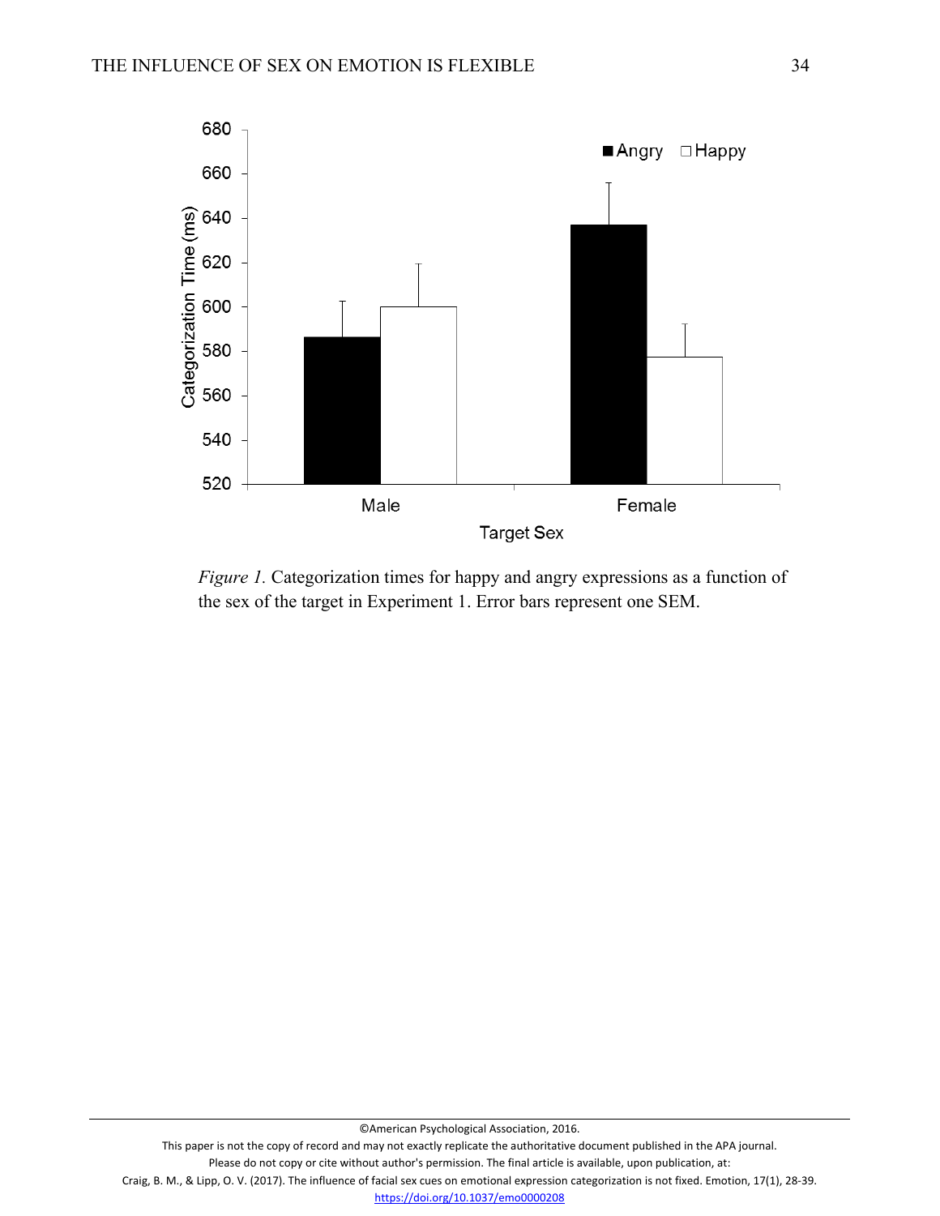*Figure 1.* Categorization times for happy and angry expressions as a function of the sex of the target in Experiment 1. Error bars represent one SEM.

©American Psychological Association, 2016.

This paper is not the copy of record and may not exactly replicate the authoritative document published in the APA journal.

Please do not copy or cite without author's permission. The final article is available, upon publication, at:

Craig, B. M., & Lipp, O. V. (2017). The influence of facial sex cues on emotional expression categorization is not fixed. Emotion, 17(1), 28-39.

https://doi.org/10.1037/emo0000208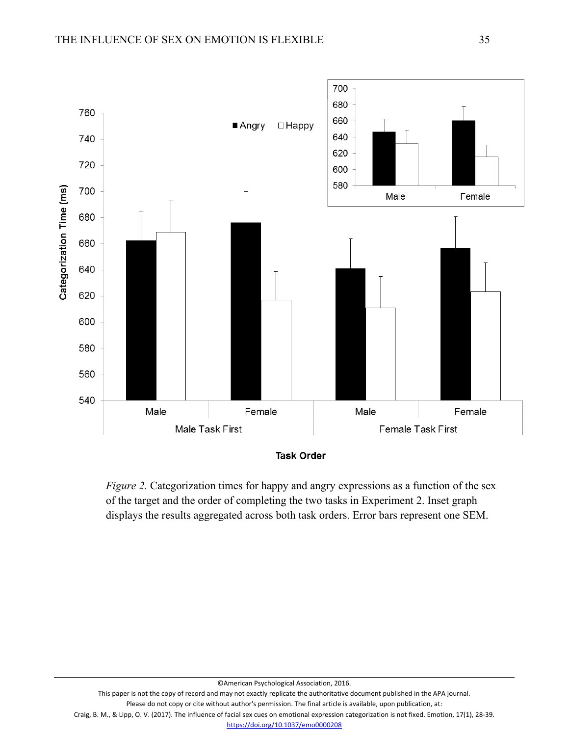*Figure 2.* Categorization times for happy and angry expressions as a function of the sex of the target and the order of completing the two tasks in Experiment 2. Inset graph displays the results aggregated across both task orders. Error bars represent one SEM.

©American Psychological Association, 2016.

This paper is not the copy of record and may not exactly replicate the authoritative document published in the APA journal.

Please do not copy or cite without author's permission. The final article is available, upon publication, at:

Craig, B. M., & Lipp, O. V. (2017). The influence of facial sex cues on emotional expression categorization is not fixed. Emotion, 17(1), 28-39.

https://doi.org/10.1037/emo0000208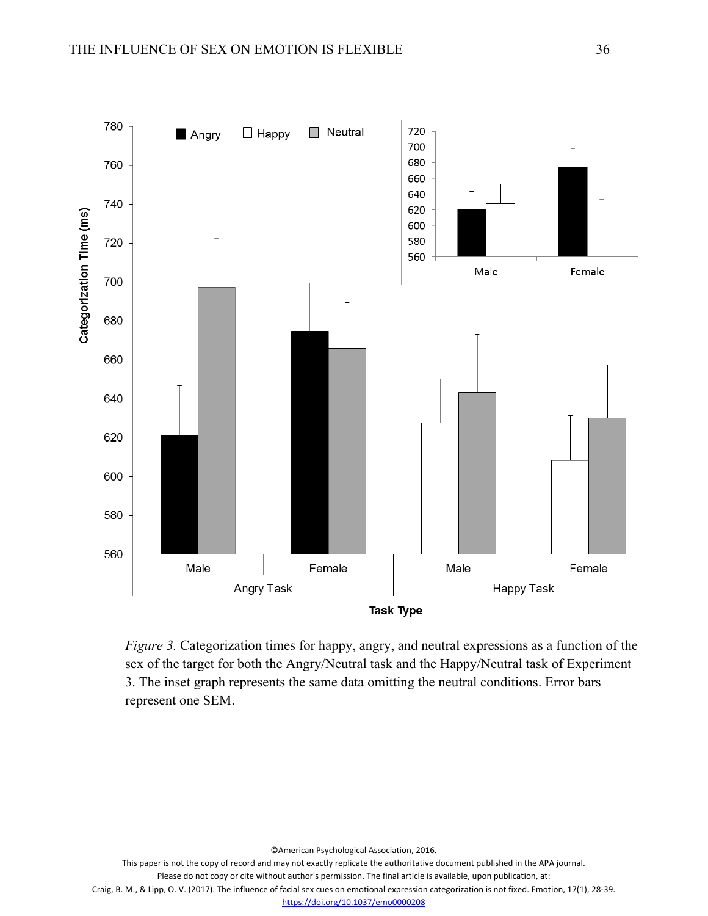*Figure 3.* Categorization times for happy, angry, and neutral expressions as a function of the sex of the target for both the Angry/Neutral task and the Happy/Neutral task of Experiment 3. The inset graph represents the same data omitting the neutral conditions. Error bars represent one SEM.

©American Psychological Association, 2016.

This paper is not the copy of record and may not exactly replicate the authoritative document published in the APA journal.

Please do not copy or cite without author's permission. The final article is available, upon publication, at:

Craig, B. M., & Lipp, O. V. (2017). The influence of facial sex cues on emotional expression categorization is not fixed. Emotion, 17(1), 28-39.

https://doi.org/10.1037/emo0000208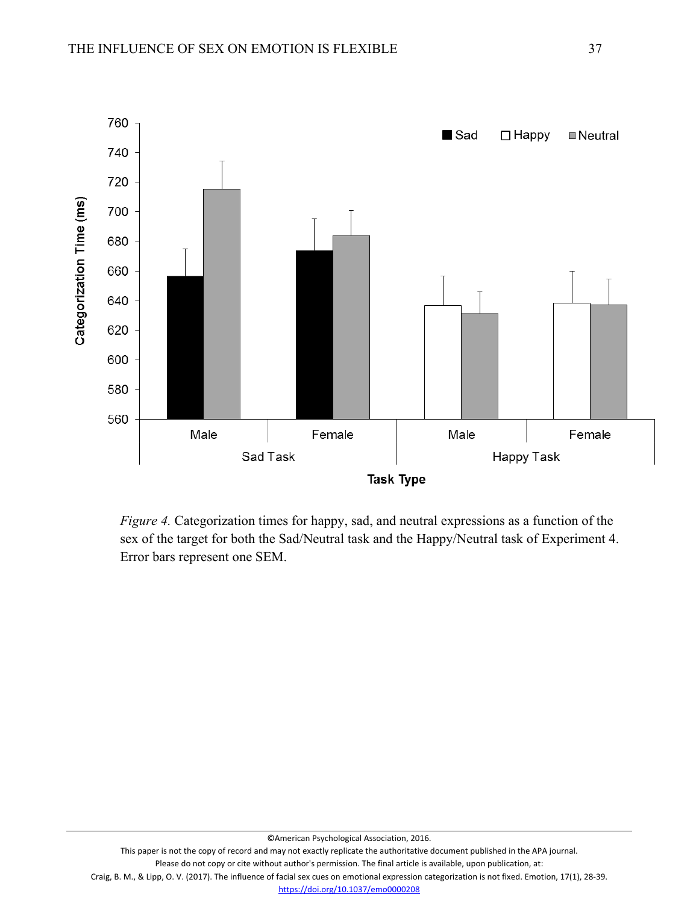*Figure 4.* Categorization times for happy, sad, and neutral expressions as a function of the sex of the target for both the Sad/Neutral task and the Happy/Neutral task of Experiment 4. Error bars represent one SEM.

©American Psychological Association, 2016.

This paper is not the copy of record and may not exactly replicate the authoritative document published in the APA journal.

Please do not copy or cite without author's permission. The final article is available, upon publication, at:

Craig, B. M., & Lipp, O. V. (2017). The influence of facial sex cues on emotional expression categorization is not fixed. Emotion, 17(1), 28-39.

https://doi.org/10.1037/emo0000208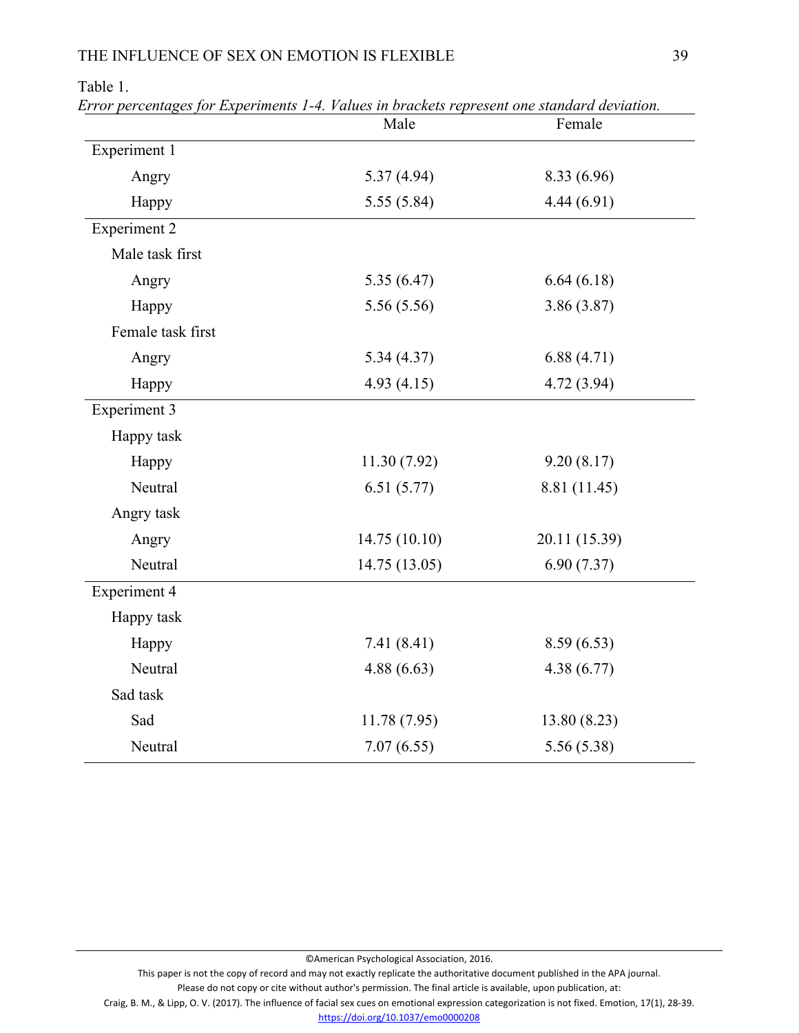Table 1.

*Error percentages for Experiments 1-4. Values in brackets represent one standard deviation.*

| | Male | Female |
|---|---|---|
| Experiment 1 | | |
| Angry | 5.37 (4.94) | 8.33 (6.96) |
| Happy | 5.55 (5.84) | 4.44 (6.91) |
| Experiment 2 | | |
| Male task first | | |
| Angry | 5.35 (6.47) | 6.64 (6.18) |
| Happy | 5.56 (5.56) | 3.86 (3.87) |
| Female task first | | |
| Angry | 5.34 (4.37) | 6.88 (4.71) |
| Happy | 4.93 (4.15) | 4.72 (3.94) |
| Experiment 3 | | |
| Happy task | | |
| Happy | 11.30 (7.92) | 9.20 (8.17) |
| Neutral | 6.51 (5.77) | 8.81 (11.45) |
| Angry task | | |
| Angry | 14.75 (10.10) | 20.11 (15.39) |
| Neutral | 14.75 (13.05) | 6.90 (7.37) |
| Experiment 4 | | |
| Happy task | | |
| Happy | 7.41 (8.41) | 8.59 (6.53) |
| Neutral | 4.88 (6.63) | 4.38 (6.77) |
| Sad task | | |
| Sad | 11.78 (7.95) | 13.80 (8.23) |
| Neutral | 7.07 (6.55) | 5.56 (5.38) |

©American Psychological Association, 2016.
This paper is not the copy of record and may not exactly replicate the authoritative document published in the APA journal.
Please do not copy or cite without author's permission. The final article is available, upon publication, at:
Craig, B. M., & Lipp, O. V. (2017). The influence of facial sex cues on emotional expression categorization is not fixed. Emotion, 17(1), 28-39.
https://doi.org/10.1037/emo0000208